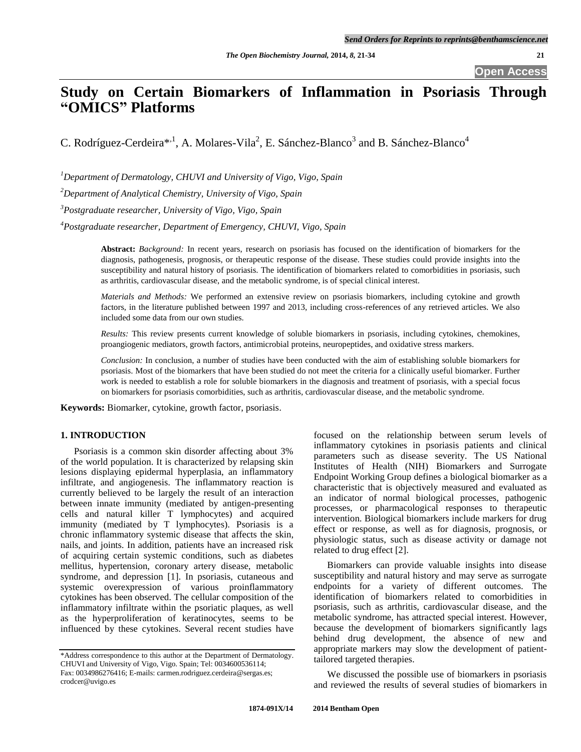# Study on Certain Biomarkers of Inflammation in Psoriasis Through "OMICS" Platforms

C. Rodríguez-Cerdeira*[,1], A. Molares-Vila[2], E. Sánchez-Blanco[3] and B. Sánchez-Blanco[4]

[1]*Department of Dermatology, CHUVI and University of Vigo, Vigo, Spain*

[2]*Department of Analytical Chemistry, University of Vigo, Spain*

[3]*Postgraduate researcher, University of Vigo, Vigo, Spain*

[4]*Postgraduate researcher, Department of Emergency, CHUVI, Vigo, Spain*

**Abstract:** *Background:* In recent years, research on psoriasis has focused on the identification of biomarkers for the diagnosis, pathogenesis, prognosis, or therapeutic response of the disease. These studies could provide insights into the susceptibility and natural history of psoriasis. The identification of biomarkers related to comorbidities in psoriasis, such as arthritis, cardiovascular disease, and the metabolic syndrome, is of special clinical interest.

*Materials and Methods:* We performed an extensive review on psoriasis biomarkers, including cytokine and growth factors, in the literature published between 1997 and 2013, including cross-references of any retrieved articles. We also included some data from our own studies.

*Results:* This review presents current knowledge of soluble biomarkers in psoriasis, including cytokines, chemokines, proangiogenic mediators, growth factors, antimicrobial proteins, neuropeptides, and oxidative stress markers.

*Conclusion:* In conclusion, a number of studies have been conducted with the aim of establishing soluble biomarkers for psoriasis. Most of the biomarkers that have been studied do not meet the criteria for a clinically useful biomarker. Further work is needed to establish a role for soluble biomarkers in the diagnosis and treatment of psoriasis, with a special focus on biomarkers for psoriasis comorbidities, such as arthritis, cardiovascular disease, and the metabolic syndrome.

**Keywords:** Biomarker, cytokine, growth factor, psoriasis.

## 1. INTRODUCTION

Psoriasis is a common skin disorder affecting about 3% of the world population. It is characterized by relapsing skin lesions displaying epidermal hyperplasia, an inflammatory infiltrate, and angiogenesis. The inflammatory reaction is currently believed to be largely the result of an interaction between innate immunity (mediated by antigen-presenting cells and natural killer T lymphocytes) and acquired immunity (mediated by T lymphocytes). Psoriasis is a chronic inflammatory systemic disease that affects the skin, nails, and joints. In addition, patients have an increased risk of acquiring certain systemic conditions, such as diabetes mellitus, hypertension, coronary artery disease, metabolic syndrome, and depression [1]. In psoriasis, cutaneous and systemic overexpression of various proinflammatory cytokines has been observed. The cellular composition of the inflammatory infiltrate within the psoriatic plaques, as well as the hyperproliferation of keratinocytes, seems to be influenced by these cytokines. Several recent studies have focused on the relationship between serum levels of inflammatory cytokines in psoriasis patients and clinical parameters such as disease severity. The US National Institutes of Health (NIH) Biomarkers and Surrogate Endpoint Working Group defines a biological biomarker as a characteristic that is objectively measured and evaluated as an indicator of normal biological processes, pathogenic processes, or pharmacological responses to therapeutic intervention. Biological biomarkers include markers for drug effect or response, as well as for diagnosis, prognosis, or physiologic status, such as disease activity or damage not related to drug effect [2].

Biomarkers can provide valuable insights into disease susceptibility and natural history and may serve as surrogate endpoints for a variety of different outcomes. The identification of biomarkers related to comorbidities in psoriasis, such as arthritis, cardiovascular disease, and the metabolic syndrome, has attracted special interest. However, because the development of biomarkers significantly lags behind drug development, the absence of new and appropriate markers may slow the development of patient-tailored targeted therapies.

We discussed the possible use of biomarkers in psoriasis and reviewed the results of several studies of biomarkers in

*Address correspondence to this author at the Department of Dermatology. CHUVI and University of Vigo, Vigo. Spain; Tel: 0034600536114; Fax: 0034986276416; E-mails: carmen.rodriguez.cerdeira@sergas.es; crodcer@uvigo.es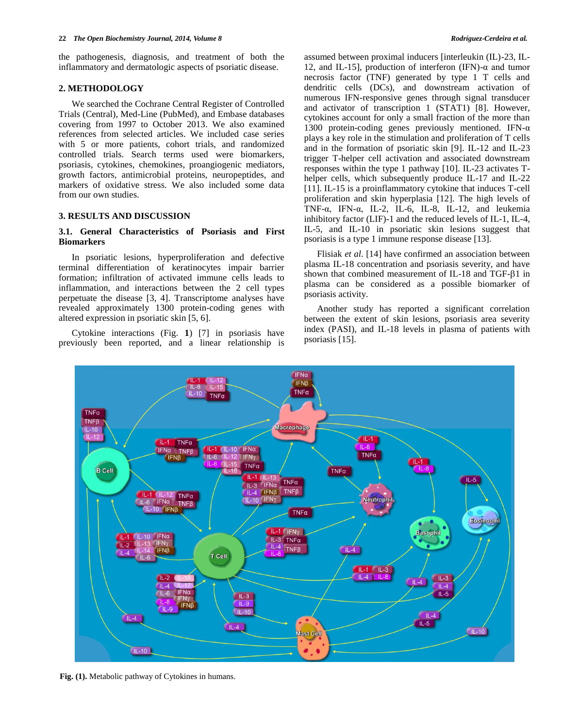the pathogenesis, diagnosis, and treatment of both the inflammatory and dermatologic aspects of psoriatic disease.

## 2. METHODOLOGY

We searched the Cochrane Central Register of Controlled Trials (Central), Med-Line (PubMed), and Embase databases covering from 1997 to October 2013. We also examined references from selected articles. We included case series with 5 or more patients, cohort trials, and randomized controlled trials. Search terms used were biomarkers, psoriasis, cytokines, chemokines, proangiogenic mediators, growth factors, antimicrobial proteins, neuropeptides, and markers of oxidative stress. We also included some data from our own studies.

## 3. RESULTS AND DISCUSSION

### 3.1. General Characteristics of Psoriasis and First Biomarkers

In psoriatic lesions, hyperproliferation and defective terminal differentiation of keratinocytes impair barrier formation; infiltration of activated immune cells leads to inflammation, and interactions between the 2 cell types perpetuate the disease [3, 4]. Transcriptome analyses have revealed approximately 1300 protein-coding genes with altered expression in psoriatic skin [5, 6].

Cytokine interactions (Fig. **1**) [7] in psoriasis have previously been reported, and a linear relationship is assumed between proximal inducers [interleukin (IL)-23, IL-12, and IL-15], production of interferon (IFN)-α and tumor necrosis factor (TNF) generated by type 1 T cells and dendritic cells (DCs), and downstream activation of numerous IFN-responsive genes through signal transducer and activator of transcription 1 (STAT1) [8]. However, cytokines account for only a small fraction of the more than 1300 protein-coding genes previously mentioned. IFN-α plays a key role in the stimulation and proliferation of T cells and in the formation of psoriatic skin [9]. IL-12 and IL-23 trigger T-helper cell activation and associated downstream responses within the type 1 pathway [10]. IL-23 activates T-helper cells, which subsequently produce IL-17 and IL-22 [11]. IL-15 is a proinflammatory cytokine that induces T-cell proliferation and skin hyperplasia [12]. The high levels of TNF-α, IFN-α, IL-2, IL-6, IL-8, IL-12, and leukemia inhibitory factor (LIF)-1 and the reduced levels of IL-1, IL-4, IL-5, and IL-10 in psoriatic skin lesions suggest that psoriasis is a type 1 immune response disease [13].

Flisiak *et al*. [14] have confirmed an association between plasma IL-18 concentration and psoriasis severity, and have shown that combined measurement of IL-18 and TGF-β1 in plasma can be considered as a possible biomarker of psoriasis activity.

Another study has reported a significant correlation between the extent of skin lesions, psoriasis area severity index (PASI), and IL-18 levels in plasma of patients with psoriasis [15].

**Fig. (1).** Metabolic pathway of Cytokines in humans.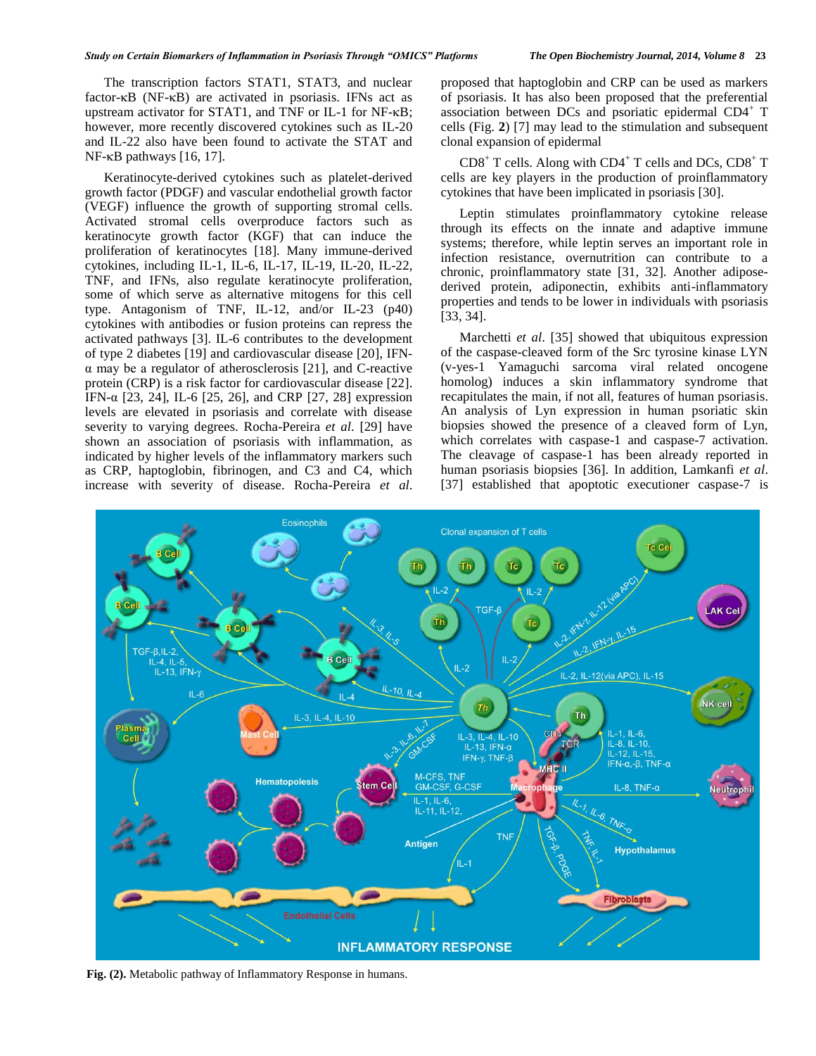The transcription factors STAT1, STAT3, and nuclear factor-κB (NF-κB) are activated in psoriasis. IFNs act as upstream activator for STAT1, and TNF or IL-1 for NF-κB; however, more recently discovered cytokines such as IL-20 and IL-22 also have been found to activate the STAT and NF-κB pathways [16, 17].

Keratinocyte-derived cytokines such as platelet-derived growth factor (PDGF) and vascular endothelial growth factor (VEGF) influence the growth of supporting stromal cells. Activated stromal cells overproduce factors such as keratinocyte growth factor (KGF) that can induce the proliferation of keratinocytes [18]. Many immune-derived cytokines, including IL-1, IL-6, IL-17, IL-19, IL-20, IL-22, TNF, and IFNs, also regulate keratinocyte proliferation, some of which serve as alternative mitogens for this cell type. Antagonism of TNF, IL-12, and/or IL-23 (p40) cytokines with antibodies or fusion proteins can repress the activated pathways [3]. IL-6 contributes to the development of type 2 diabetes [19] and cardiovascular disease [20], IFN-α may be a regulator of atherosclerosis [21], and C-reactive protein (CRP) is a risk factor for cardiovascular disease [22]. IFN-α [23, 24], IL-6 [25, 26], and CRP [27, 28] expression levels are elevated in psoriasis and correlate with disease severity to varying degrees. Rocha-Pereira *et al*. [29] have shown an association of psoriasis with inflammation, as indicated by higher levels of the inflammatory markers such as CRP, haptoglobin, fibrinogen, and C3 and C4, which increase with severity of disease. Rocha-Pereira *et al*. proposed that haptoglobin and CRP can be used as markers of psoriasis. It has also been proposed that the preferential association between DCs and psoriatic epidermal CD4$^+$ T cells (Fig. **2**) [7] may lead to the stimulation and subsequent clonal expansion of epidermal

CD8$^+$ T cells. Along with CD4$^+$ T cells and DCs, CD8$^+$ T cells are key players in the production of proinflammatory cytokines that have been implicated in psoriasis [30].

Leptin stimulates proinflammatory cytokine release through its effects on the innate and adaptive immune systems; therefore, while leptin serves an important role in infection resistance, overnutrition can contribute to a chronic, proinflammatory state [31, 32]. Another adipose-derived protein, adiponectin, exhibits anti-inflammatory properties and tends to be lower in individuals with psoriasis [33, 34].

Marchetti *et al*. [35] showed that ubiquitous expression of the caspase-cleaved form of the Src tyrosine kinase LYN (v-yes-1 Yamaguchi sarcoma viral related oncogene homolog) induces a skin inflammatory syndrome that recapitulates the main, if not all, features of human psoriasis. An analysis of Lyn expression in human psoriatic skin biopsies showed the presence of a cleaved form of Lyn, which correlates with caspase-1 and caspase-7 activation. The cleavage of caspase-1 has been already reported in human psoriasis biopsies [36]. In addition, Lamkanfi *et al*. [37] established that apoptotic executioner caspase-7 is

**Fig. (2).** Metabolic pathway of Inflammatory Response in humans.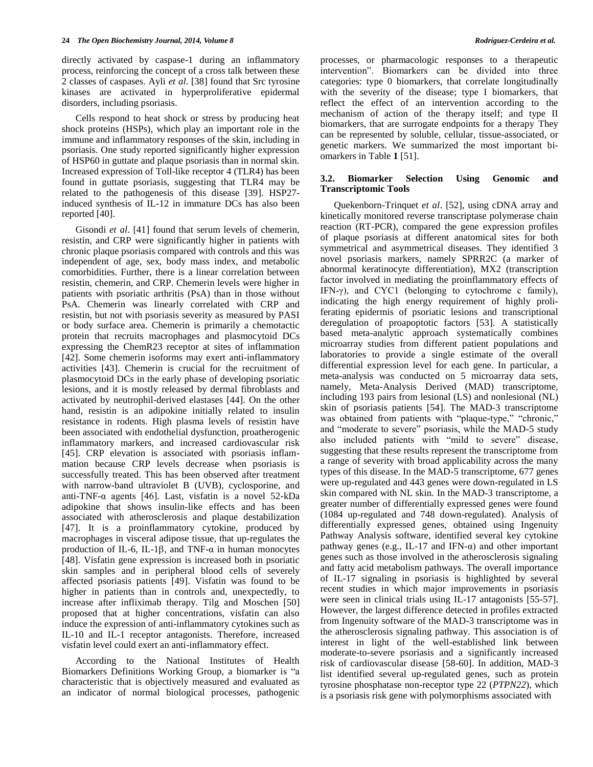directly activated by caspase-1 during an inflammatory process, reinforcing the concept of a cross talk between these 2 classes of caspases. Ayli *et al*. [38] found that Src tyrosine kinases are activated in hyperproliferative epidermal disorders, including psoriasis.

Cells respond to heat shock or stress by producing heat shock proteins (HSPs), which play an important role in the immune and inflammatory responses of the skin, including in psoriasis. One study reported significantly higher expression of HSP60 in guttate and plaque psoriasis than in normal skin. Increased expression of Toll-like receptor 4 (TLR4) has been found in guttate psoriasis, suggesting that TLR4 may be related to the pathogenesis of this disease [39]. HSP27-induced synthesis of IL-12 in immature DCs has also been reported [40].

Gisondi *et al*. [41] found that serum levels of chemerin, resistin, and CRP were significantly higher in patients with chronic plaque psoriasis compared with controls and this was independent of age, sex, body mass index, and metabolic comorbidities. Further, there is a linear correlation between resistin, chemerin, and CRP. Chemerin levels were higher in patients with psoriatic arthritis (PsA) than in those without PsA. Chemerin was linearly correlated with CRP and resistin, but not with psoriasis severity as measured by PASI or body surface area. Chemerin is primarily a chemotactic protein that recruits macrophages and plasmocytoid DCs expressing the ChemR23 receptor at sites of inflammation [42]. Some chemerin isoforms may exert anti-inflammatory activities [43]. Chemerin is crucial for the recruitment of plasmocytoid DCs in the early phase of developing psoriatic lesions, and it is mostly released by dermal fibroblasts and activated by neutrophil-derived elastases [44]. On the other hand, resistin is an adipokine initially related to insulin resistance in rodents. High plasma levels of resistin have been associated with endothelial dysfunction, proatherogenic inflammatory markers, and increased cardiovascular risk [45]. CRP elevation is associated with psoriasis inflammation because CRP levels decrease when psoriasis is successfully treated. This has been observed after treatment with narrow-band ultraviolet B (UVB), cyclosporine, and anti-TNF-α agents [46]. Last, visfatin is a novel 52-kDa adipokine that shows insulin-like effects and has been associated with atherosclerosis and plaque destabilization [47]. It is a proinflammatory cytokine, produced by macrophages in visceral adipose tissue, that up-regulates the production of IL-6, IL-1β, and TNF-α in human monocytes [48]. Visfatin gene expression is increased both in psoriatic skin samples and in peripheral blood cells of severely affected psoriasis patients [49]. Visfatin was found to be higher in patients than in controls and, unexpectedly, to increase after infliximab therapy. Tilg and Moschen [50] proposed that at higher concentrations, visfatin can also induce the expression of anti-inflammatory cytokines such as IL-10 and IL-1 receptor antagonists. Therefore, increased visfatin level could exert an anti-inflammatory effect.

According to the National Institutes of Health Biomarkers Definitions Working Group, a biomarker is "a characteristic that is objectively measured and evaluated as an indicator of normal biological processes, pathogenic processes, or pharmacologic responses to a therapeutic intervention". Biomarkers can be divided into three categories: type 0 biomarkers, that correlate longitudinally with the severity of the disease; type I biomarkers, that reflect the effect of an intervention according to the mechanism of action of the therapy itself; and type II biomarkers, that are surrogate endpoints for a therapy They can be represented by soluble, cellular, tissue-associated, or genetic markers. We summarized the most important biomarkers in Table **1** [51].

### 3.2. Biomarker Selection Using Genomic and Transcriptomic Tools

Quekenborn-Trinquet *et al*. [52], using cDNA array and kinetically monitored reverse transcriptase polymerase chain reaction (RT-PCR), compared the gene expression profiles of plaque psoriasis at different anatomical sites for both symmetrical and asymmetrical diseases. They identified 3 novel psoriasis markers, namely SPRR2C (a marker of abnormal keratinocyte differentiation), MX2 (transcription factor involved in mediating the proinflammatory effects of IFN-γ), and CYC1 (belonging to cytochrome c family), indicating the high energy requirement of highly proliferating epidermis of psoriatic lesions and transcriptional deregulation of proapoptotic factors [53]. A statistically based meta-analytic approach systematically combines microarray studies from different patient populations and laboratories to provide a single estimate of the overall differential expression level for each gene. In particular, a meta-analysis was conducted on 5 microarray data sets, namely, Meta-Analysis Derived (MAD) transcriptome, including 193 pairs from lesional (LS) and nonlesional (NL) skin of psoriasis patients [54]. The MAD-3 transcriptome was obtained from patients with "plaque-type," "chronic," and "moderate to severe" psoriasis, while the MAD-5 study also included patients with "mild to severe" disease, suggesting that these results represent the transcriptome from a range of severity with broad applicability across the many types of this disease. In the MAD-5 transcriptome, 677 genes were up-regulated and 443 genes were down-regulated in LS skin compared with NL skin. In the MAD-3 transcriptome, a greater number of differentially expressed genes were found (1084 up-regulated and 748 down-regulated). Analysis of differentially expressed genes, obtained using Ingenuity Pathway Analysis software, identified several key cytokine pathway genes (e.g., IL-17 and IFN-α) and other important genes such as those involved in the atherosclerosis signaling and fatty acid metabolism pathways. The overall importance of IL-17 signaling in psoriasis is highlighted by several recent studies in which major improvements in psoriasis were seen in clinical trials using IL-17 antagonists [55-57]. However, the largest difference detected in profiles extracted from Ingenuity software of the MAD-3 transcriptome was in the atherosclerosis signaling pathway. This association is of interest in light of the well-established link between moderate-to-severe psoriasis and a significantly increased risk of cardiovascular disease [58-60]. In addition, MAD-3 list identified several up-regulated genes, such as protein tyrosine phosphatase non-receptor type 22 (*PTPN22*), which is a psoriasis risk gene with polymorphisms associated with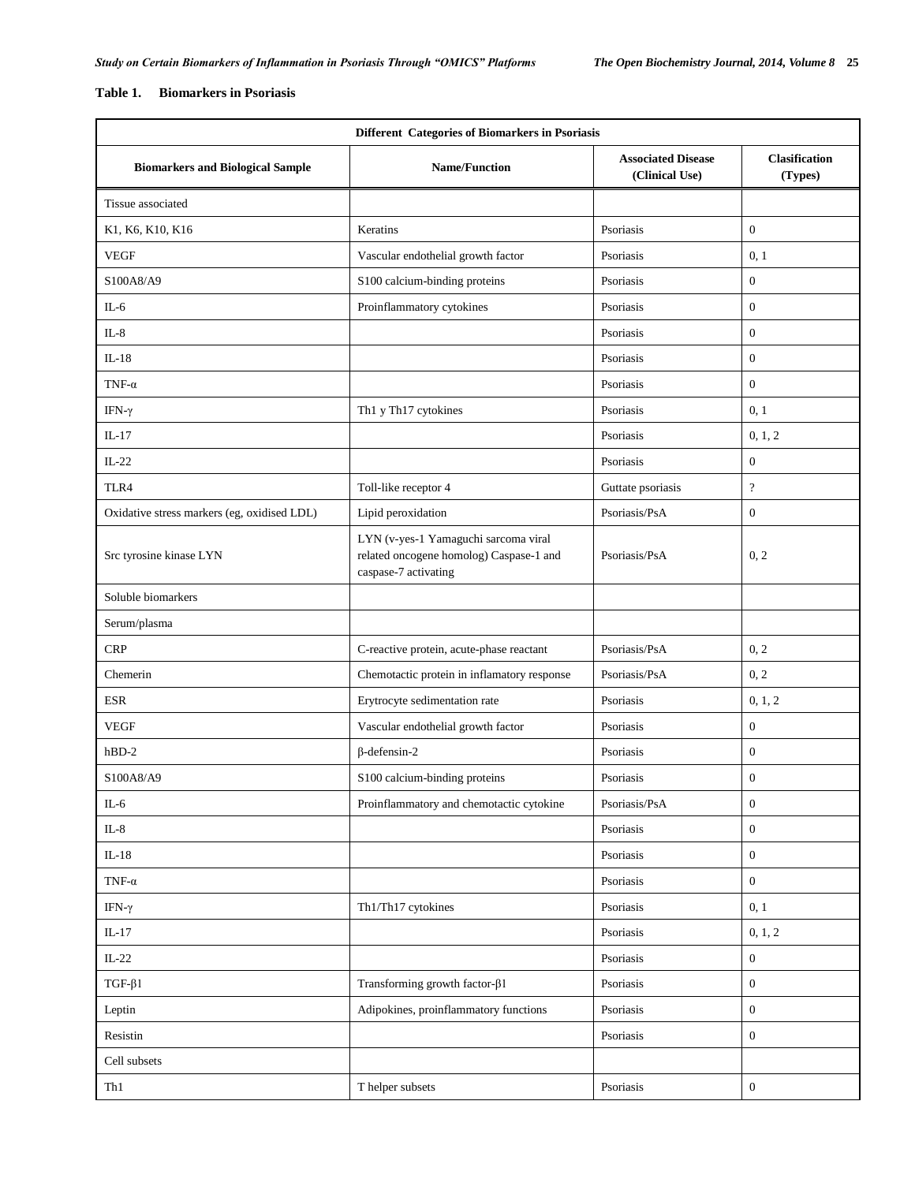**Table 1. Biomarkers in Psoriasis**

| Different Categories of Biomarkers in Psoriasis | | | |
|---|---|---|---|
| **Biomarkers and Biological Sample** | **Name/Function** | **Associated Disease (Clinical Use)** | **Clasification (Types)** |
| Tissue associated | | | |
| K1, K6, K10, K16 | Keratins | Psoriasis | 0 |
| VEGF | Vascular endothelial growth factor | Psoriasis | 0, 1 |
| S100A8/A9 | S100 calcium-binding proteins | Psoriasis | 0 |
| IL-6 | Proinflammatory cytokines | Psoriasis | 0 |
| IL-8 | | Psoriasis | 0 |
| IL-18 | | Psoriasis | 0 |
| TNF-α | | Psoriasis | 0 |
| IFN-γ | Th1 y Th17 cytokines | Psoriasis | 0, 1 |
| IL-17 | | Psoriasis | 0, 1, 2 |
| IL-22 | | Psoriasis | 0 |
| TLR4 | Toll-like receptor 4 | Guttate psoriasis | ? |
| Oxidative stress markers (eg, oxidised LDL) | Lipid peroxidation | Psoriasis/PsA | 0 |
| Src tyrosine kinase LYN | LYN (v-yes-1 Yamaguchi sarcoma viral related oncogene homolog) Caspase-1 and caspase-7 activating | Psoriasis/PsA | 0, 2 |
| Soluble biomarkers | | | |
| Serum/plasma | | | |
| CRP | C-reactive protein, acute-phase reactant | Psoriasis/PsA | 0, 2 |
| Chemerin | Chemotactic protein in inflamatory response | Psoriasis/PsA | 0, 2 |
| ESR | Erytrocyte sedimentation rate | Psoriasis | 0, 1, 2 |
| VEGF | Vascular endothelial growth factor | Psoriasis | 0 |
| hBD-2 | β-defensin-2 | Psoriasis | 0 |
| S100A8/A9 | S100 calcium-binding proteins | Psoriasis | 0 |
| IL-6 | Proinflammatory and chemotactic cytokine | Psoriasis/PsA | 0 |
| IL-8 | | Psoriasis | 0 |
| IL-18 | | Psoriasis | 0 |
| TNF-α | | Psoriasis | 0 |
| IFN-γ | Th1/Th17 cytokines | Psoriasis | 0, 1 |
| IL-17 | | Psoriasis | 0, 1, 2 |
| IL-22 | | Psoriasis | 0 |
| TGF-β1 | Transforming growth factor-β1 | Psoriasis | 0 |
| Leptin | Adipokines, proinflammatory functions | Psoriasis | 0 |
| Resistin | | Psoriasis | 0 |
| Cell subsets | | | |
| Th1 | T helper subsets | Psoriasis | 0 |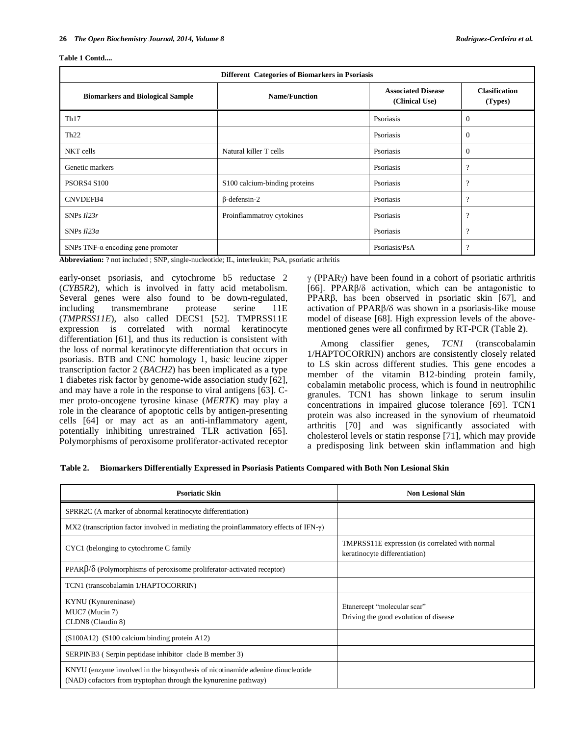**Table 1 Contd....**

| Different Categories of Biomarkers in Psoriasis | | | |
|---|---|---|---|
| **Biomarkers and Biological Sample** | **Name/Function** | **Associated Disease (Clinical Use)** | **Clasification (Types)** |
| Th17 | | Psoriasis | 0 |
| Th22 | | Psoriasis | 0 |
| NKT cells | Natural killer T cells | Psoriasis | 0 |
| Genetic markers | | Psoriasis | ? |
| PSORS4 S100 | S100 calcium-binding proteins | Psoriasis | ? |
| CNVDEFB4 | β-defensin-2 | Psoriasis | ? |
| SNPs *Il23r* | Proinflammatroy cytokines | Psoriasis | ? |
| SNPs *Il23a* | | Psoriasis | ? |
| SNPs TNF-α encoding gene promoter | | Psoriasis/PsA | ? |

**Abbreviation:** ? not included ; SNP, single-nucleotide; IL, interleukin; PsA, psoriatic arthritis

early-onset psoriasis, and cytochrome b5 reductase 2 (*CYB5R2*), which is involved in fatty acid metabolism. Several genes were also found to be down-regulated, including transmembrane protease serine 11E (*TMPRSS11E*), also called DECS1 [52]. TMPRSS11E expression is correlated with normal keratinocyte differentiation [61], and thus its reduction is consistent with the loss of normal keratinocyte differentiation that occurs in psoriasis. BTB and CNC homology 1, basic leucine zipper transcription factor 2 (*BACH2*) has been implicated as a type 1 diabetes risk factor by genome-wide association study [62], and may have a role in the response to viral antigens [63]. C-mer proto-oncogene tyrosine kinase (*MERTK*) may play a role in the clearance of apoptotic cells by antigen-presenting cells [64] or may act as an anti-inflammatory agent, potentially inhibiting unrestrained TLR activation [65]. Polymorphisms of peroxisome proliferator-activated receptor γ (PPARγ) have been found in a cohort of psoriatic arthritis [66]. PPARβ/δ activation, which can be antagonistic to PPARβ, has been observed in psoriatic skin [67], and activation of PPARβ/δ was shown in a psoriasis-like mouse model of disease [68]. High expression levels of the above-mentioned genes were all confirmed by RT-PCR (Table **2**).

Among classifier genes, *TCN1* (transcobalamin 1/HAPTOCORRIN) anchors are consistently closely related to LS skin across different studies. This gene encodes a member of the vitamin B12-binding protein family, cobalamin metabolic process, which is found in neutrophilic granules. TCN1 has shown linkage to serum insulin concentrations in impaired glucose tolerance [69]. TCN1 protein was also increased in the synovium of rheumatoid arthritis [70] and was significantly associated with cholesterol levels or statin response [71], which may provide a predisposing link between skin inflammation and high

**Table 2. Biomarkers Differentially Expressed in Psoriasis Patients Compared with Both Non Lesional Skin**

| Psoriatic Skin | Non Lesional Skin |
|---|---|
| SPRR2C (A marker of abnormal keratinocyte differentiation) | |
| MX2 (transcription factor involved in mediating the proinflammatory effects of IFN-γ) | |
| CYC1 (belonging to cytochrome C family | TMPRSS11E expression (is correlated with normal keratinocyte differentiation) |
| PPARβ/δ (Polymorphisms of peroxisome proliferator-activated receptor) | |
| TCN1 (transcobalamin 1/HAPTOCORRIN) | |
| KYNU (Kynureninase)<br>MUC7 (Mucin 7)<br>CLDN8 (Claudin 8) | Etanercept "molecular scar"<br>Driving the good evolution of disease |
| (S100A12) (S100 calcium binding protein A12) | |
| SERPINB3 ( Serpin peptidase inhibitor clade B member 3) | |
| KNYU (enzyme involved in the biosynthesis of nicotinamide adenine dinucleotide (NAD) cofactors from tryptophan through the kynurenine pathway) | |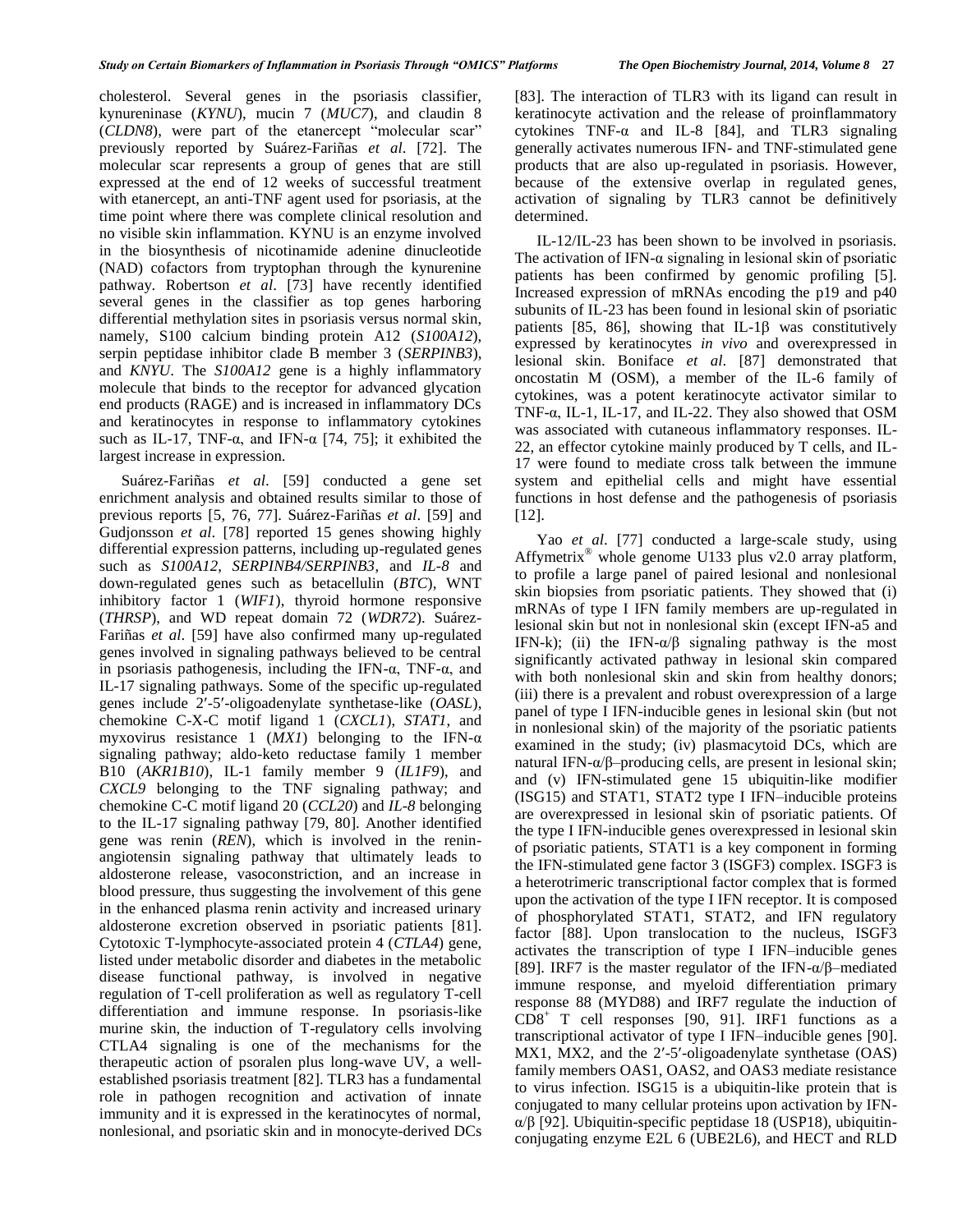cholesterol. Several genes in the psoriasis classifier, kynureninase (*KYNU*), mucin 7 (*MUC7*), and claudin 8 (*CLDN8*), were part of the etanercept "molecular scar" previously reported by Suárez-Fariñas *et al*. [72]. The molecular scar represents a group of genes that are still expressed at the end of 12 weeks of successful treatment with etanercept, an anti-TNF agent used for psoriasis, at the time point where there was complete clinical resolution and no visible skin inflammation. KYNU is an enzyme involved in the biosynthesis of nicotinamide adenine dinucleotide (NAD) cofactors from tryptophan through the kynurenine pathway. Robertson *et al*. [73] have recently identified several genes in the classifier as top genes harboring differential methylation sites in psoriasis versus normal skin, namely, S100 calcium binding protein A12 (*S100A12*), serpin peptidase inhibitor clade B member 3 (*SERPINB3*), and *KNYU*. The *S100A12* gene is a highly inflammatory molecule that binds to the receptor for advanced glycation end products (RAGE) and is increased in inflammatory DCs and keratinocytes in response to inflammatory cytokines such as IL-17, TNF-α, and IFN-α [74, 75]; it exhibited the largest increase in expression.

Suárez-Fariñas *et al*. [59] conducted a gene set enrichment analysis and obtained results similar to those of previous reports [5, 76, 77]. Suárez-Fariñas *et al*. [59] and Gudjonsson *et al*. [78] reported 15 genes showing highly differential expression patterns, including up-regulated genes such as *S100A12*, *SERPINB4/SERPINB3*, and *IL-8* and down-regulated genes such as betacellulin (*BTC*), WNT inhibitory factor 1 (*WIF1*), thyroid hormone responsive (*THRSP*), and WD repeat domain 72 (*WDR72*). Suárez-Fariñas *et al*. [59] have also confirmed many up-regulated genes involved in signaling pathways believed to be central in psoriasis pathogenesis, including the IFN-α, TNF-α, and IL-17 signaling pathways. Some of the specific up-regulated genes include 2′-5′-oligoadenylate synthetase-like (*OASL*), chemokine C-X-C motif ligand 1 (*CXCL1*), *STAT1*, and myxovirus resistance 1 (*MX1*) belonging to the IFN-α signaling pathway; aldo-keto reductase family 1 member B10 (*AKR1B10*), IL-1 family member 9 (*IL1F9*), and *CXCL9* belonging to the TNF signaling pathway; and chemokine C-C motif ligand 20 (*CCL20*) and *IL-8* belonging to the IL-17 signaling pathway [79, 80]. Another identified gene was renin (*REN*), which is involved in the renin-angiotensin signaling pathway that ultimately leads to aldosterone release, vasoconstriction, and an increase in blood pressure, thus suggesting the involvement of this gene in the enhanced plasma renin activity and increased urinary aldosterone excretion observed in psoriatic patients [81]. Cytotoxic T-lymphocyte-associated protein 4 (*CTLA4*) gene, listed under metabolic disorder and diabetes in the metabolic disease functional pathway, is involved in negative regulation of T-cell proliferation as well as regulatory T-cell differentiation and immune response. In psoriasis-like murine skin, the induction of T-regulatory cells involving CTLA4 signaling is one of the mechanisms for the therapeutic action of psoralen plus long-wave UV, a well-established psoriasis treatment [82]. TLR3 has a fundamental role in pathogen recognition and activation of innate immunity and it is expressed in the keratinocytes of normal, nonlesional, and psoriatic skin and in monocyte-derived DCs [83]. The interaction of TLR3 with its ligand can result in keratinocyte activation and the release of proinflammatory cytokines TNF-α and IL-8 [84], and TLR3 signaling generally activates numerous IFN- and TNF-stimulated gene products that are also up-regulated in psoriasis. However, because of the extensive overlap in regulated genes, activation of signaling by TLR3 cannot be definitively determined.

IL-12/IL-23 has been shown to be involved in psoriasis. The activation of IFN-α signaling in lesional skin of psoriatic patients has been confirmed by genomic profiling [5]. Increased expression of mRNAs encoding the p19 and p40 subunits of IL-23 has been found in lesional skin of psoriatic patients [85, 86], showing that IL-1β was constitutively expressed by keratinocytes *in vivo* and overexpressed in lesional skin. Boniface *et al*. [87] demonstrated that oncostatin M (OSM), a member of the IL-6 family of cytokines, was a potent keratinocyte activator similar to TNF-α, IL-1, IL-17, and IL-22. They also showed that OSM was associated with cutaneous inflammatory responses. IL-22, an effector cytokine mainly produced by T cells, and IL-17 were found to mediate cross talk between the immune system and epithelial cells and might have essential functions in host defense and the pathogenesis of psoriasis [12].

Yao *et al*. [77] conducted a large-scale study, using Affymetrix® whole genome U133 plus v2.0 array platform, to profile a large panel of paired lesional and nonlesional skin biopsies from psoriatic patients. They showed that (i) mRNAs of type I IFN family members are up-regulated in lesional skin but not in nonlesional skin (except IFN-a5 and IFN-k); (ii) the IFN-α/β signaling pathway is the most significantly activated pathway in lesional skin compared with both nonlesional skin and skin from healthy donors; (iii) there is a prevalent and robust overexpression of a large panel of type I IFN-inducible genes in lesional skin (but not in nonlesional skin) of the majority of the psoriatic patients examined in the study; (iv) plasmacytoid DCs, which are natural IFN-α/β–producing cells, are present in lesional skin; and (v) IFN-stimulated gene 15 ubiquitin-like modifier (ISG15) and STAT1, STAT2 type I IFN–inducible proteins are overexpressed in lesional skin of psoriatic patients. Of the type I IFN-inducible genes overexpressed in lesional skin of psoriatic patients, STAT1 is a key component in forming the IFN-stimulated gene factor 3 (ISGF3) complex. ISGF3 is a heterotrimeric transcriptional factor complex that is formed upon the activation of the type I IFN receptor. It is composed of phosphorylated STAT1, STAT2, and IFN regulatory factor [88]. Upon translocation to the nucleus, ISGF3 activates the transcription of type I IFN–inducible genes [89]. IRF7 is the master regulator of the IFN-α/β–mediated immune response, and myeloid differentiation primary response 88 (MYD88) and IRF7 regulate the induction of $CD8^+$ T cell responses [90, 91]. IRF1 functions as a transcriptional activator of type I IFN–inducible genes [90]. MX1, MX2, and the 2′-5′-oligoadenylate synthetase (OAS) family members OAS1, OAS2, and OAS3 mediate resistance to virus infection. ISG15 is a ubiquitin-like protein that is conjugated to many cellular proteins upon activation by IFN-α/β [92]. Ubiquitin-specific peptidase 18 (USP18), ubiquitin-conjugating enzyme E2L 6 (UBE2L6), and HECT and RLD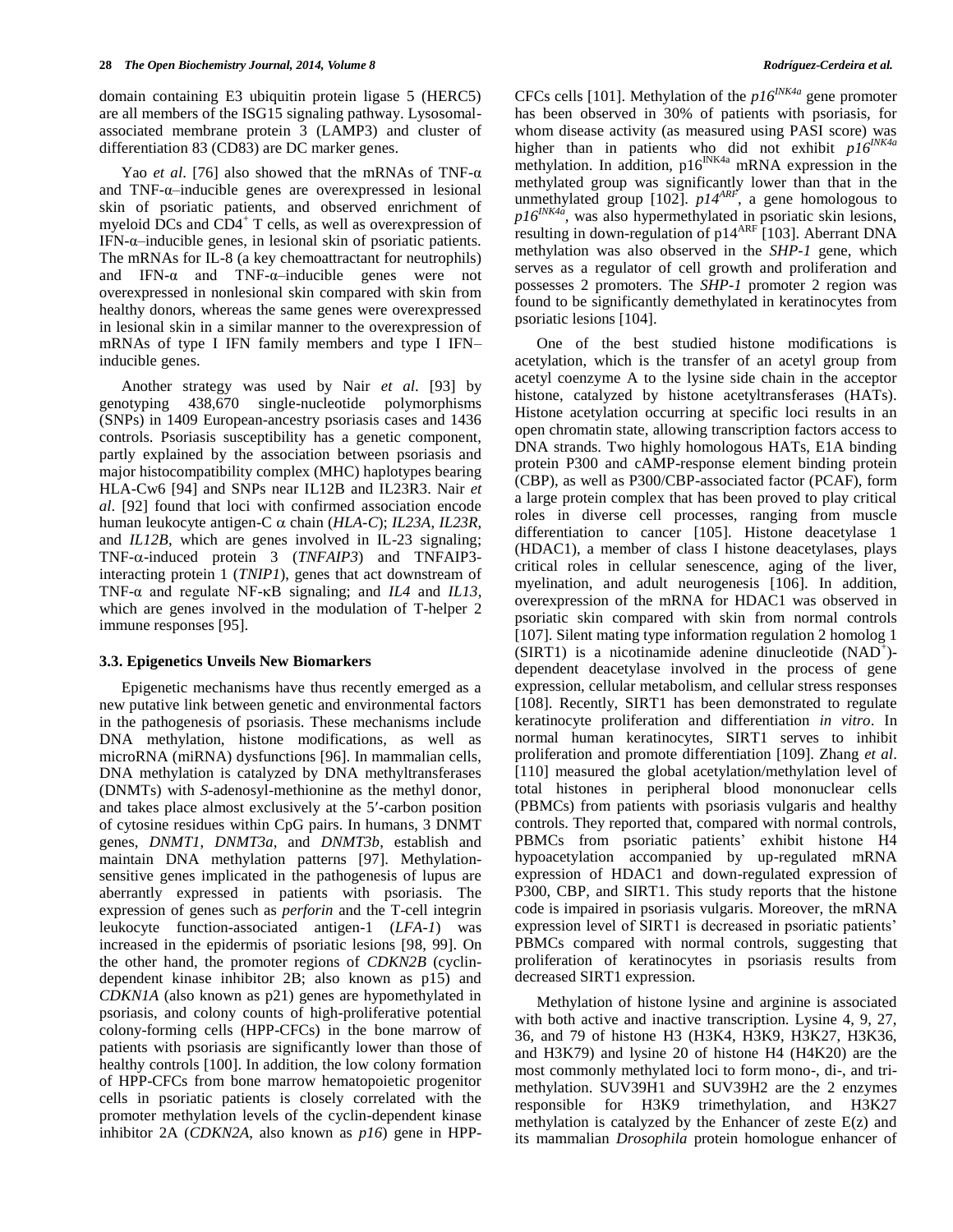domain containing E3 ubiquitin protein ligase 5 (HERC5) are all members of the ISG15 signaling pathway. Lysosomal-associated membrane protein 3 (LAMP3) and cluster of differentiation 83 (CD83) are DC marker genes.

Yao *et al*. [76] also showed that the mRNAs of TNF-α and TNF-α–inducible genes are overexpressed in lesional skin of psoriatic patients, and observed enrichment of myeloid DCs and $CD4^+$ T cells, as well as overexpression of IFN-α–inducible genes, in lesional skin of psoriatic patients. The mRNAs for IL-8 (a key chemoattractant for neutrophils) and IFN-α and TNF-α–inducible genes were not overexpressed in nonlesional skin compared with skin from healthy donors, whereas the same genes were overexpressed in lesional skin in a similar manner to the overexpression of mRNAs of type I IFN family members and type I IFN–inducible genes.

Another strategy was used by Nair *et al*. [93] by genotyping 438,670 single-nucleotide polymorphisms (SNPs) in 1409 European-ancestry psoriasis cases and 1436 controls. Psoriasis susceptibility has a genetic component, partly explained by the association between psoriasis and major histocompatibility complex (MHC) haplotypes bearing HLA-Cw6 [94] and SNPs near IL12B and IL23R3. Nair *et al*. [92] found that loci with confirmed association encode human leukocyte antigen-C α chain (*HLA-C*); *IL23A*, *IL23R*, and *IL12B*, which are genes involved in IL-23 signaling; TNF-α-induced protein 3 (*TNFAIP3*) and TNFAIP3-interacting protein 1 (*TNIP1*), genes that act downstream of TNF-α and regulate NF-κB signaling; and *IL4* and *IL13*, which are genes involved in the modulation of T-helper 2 immune responses [95].

### 3.3. Epigenetics Unveils New Biomarkers

Epigenetic mechanisms have thus recently emerged as a new putative link between genetic and environmental factors in the pathogenesis of psoriasis. These mechanisms include DNA methylation, histone modifications, as well as microRNA (miRNA) dysfunctions [96]. In mammalian cells, DNA methylation is catalyzed by DNA methyltransferases (DNMTs) with *S*-adenosyl-methionine as the methyl donor, and takes place almost exclusively at the 5′-carbon position of cytosine residues within CpG pairs. In humans, 3 DNMT genes, *DNMT1*, *DNMT3a*, and *DNMT3b*, establish and maintain DNA methylation patterns [97]. Methylation-sensitive genes implicated in the pathogenesis of lupus are aberrantly expressed in patients with psoriasis. The expression of genes such as *perforin* and the T-cell integrin leukocyte function-associated antigen-1 (*LFA-1*) was increased in the epidermis of psoriatic lesions [98, 99]. On the other hand, the promoter regions of *CDKN2B* (cyclin-dependent kinase inhibitor 2B; also known as p15) and *CDKN1A* (also known as p21) genes are hypomethylated in psoriasis, and colony counts of high-proliferative potential colony-forming cells (HPP-CFCs) in the bone marrow of patients with psoriasis are significantly lower than those of healthy controls [100]. In addition, the low colony formation of HPP-CFCs from bone marrow hematopoietic progenitor cells in psoriatic patients is closely correlated with the promoter methylation levels of the cyclin-dependent kinase inhibitor 2A (*CDKN2A*, also known as *p16*) gene in HPP-CFCs cells [101]. Methylation of the *p16*$^{INK4a}$ gene promoter has been observed in 30% of patients with psoriasis, for whom disease activity (as measured using PASI score) was higher than in patients who did not exhibit *p16*$^{INK4a}$ methylation. In addition, p16$^{INK4a}$ mRNA expression in the methylated group was significantly lower than that in the unmethylated group [102]. *p14*$^{ARF}$, a gene homologous to *p16*$^{INK4a}$, was also hypermethylated in psoriatic skin lesions, resulting in down-regulation of p14$^{ARF}$ [103]. Aberrant DNA methylation was also observed in the *SHP-1* gene, which serves as a regulator of cell growth and proliferation and possesses 2 promoters. The *SHP-1* promoter 2 region was found to be significantly demethylated in keratinocytes from psoriatic lesions [104].

One of the best studied histone modifications is acetylation, which is the transfer of an acetyl group from acetyl coenzyme A to the lysine side chain in the acceptor histone, catalyzed by histone acetyltransferases (HATs). Histone acetylation occurring at specific loci results in an open chromatin state, allowing transcription factors access to DNA strands. Two highly homologous HATs, E1A binding protein P300 and cAMP-response element binding protein (CBP), as well as P300/CBP-associated factor (PCAF), form a large protein complex that has been proved to play critical roles in diverse cell processes, ranging from muscle differentiation to cancer [105]. Histone deacetylase 1 (HDAC1), a member of class I histone deacetylases, plays critical roles in cellular senescence, aging of the liver, myelination, and adult neurogenesis [106]. In addition, overexpression of the mRNA for HDAC1 was observed in psoriatic skin compared with skin from normal controls [107]. Silent mating type information regulation 2 homolog 1 (SIRT1) is a nicotinamide adenine dinucleotide ($NAD^+$)-dependent deacetylase involved in the process of gene expression, cellular metabolism, and cellular stress responses [108]. Recently, SIRT1 has been demonstrated to regulate keratinocyte proliferation and differentiation *in vitro*. In normal human keratinocytes, SIRT1 serves to inhibit proliferation and promote differentiation [109]. Zhang *et al*. [110] measured the global acetylation/methylation level of total histones in peripheral blood mononuclear cells (PBMCs) from patients with psoriasis vulgaris and healthy controls. They reported that, compared with normal controls, PBMCs from psoriatic patients' exhibit histone H4 hypoacetylation accompanied by up-regulated mRNA expression of HDAC1 and down-regulated expression of P300, CBP, and SIRT1. This study reports that the histone code is impaired in psoriasis vulgaris. Moreover, the mRNA expression level of SIRT1 is decreased in psoriatic patients' PBMCs compared with normal controls, suggesting that proliferation of keratinocytes in psoriasis results from decreased SIRT1 expression.

Methylation of histone lysine and arginine is associated with both active and inactive transcription. Lysine 4, 9, 27, 36, and 79 of histone H3 (H3K4, H3K9, H3K27, H3K36, and H3K79) and lysine 20 of histone H4 (H4K20) are the most commonly methylated loci to form mono-, di-, and tri-methylation. SUV39H1 and SUV39H2 are the 2 enzymes responsible for H3K9 trimethylation, and H3K27 methylation is catalyzed by the Enhancer of zeste E(z) and its mammalian *Drosophila* protein homologue enhancer of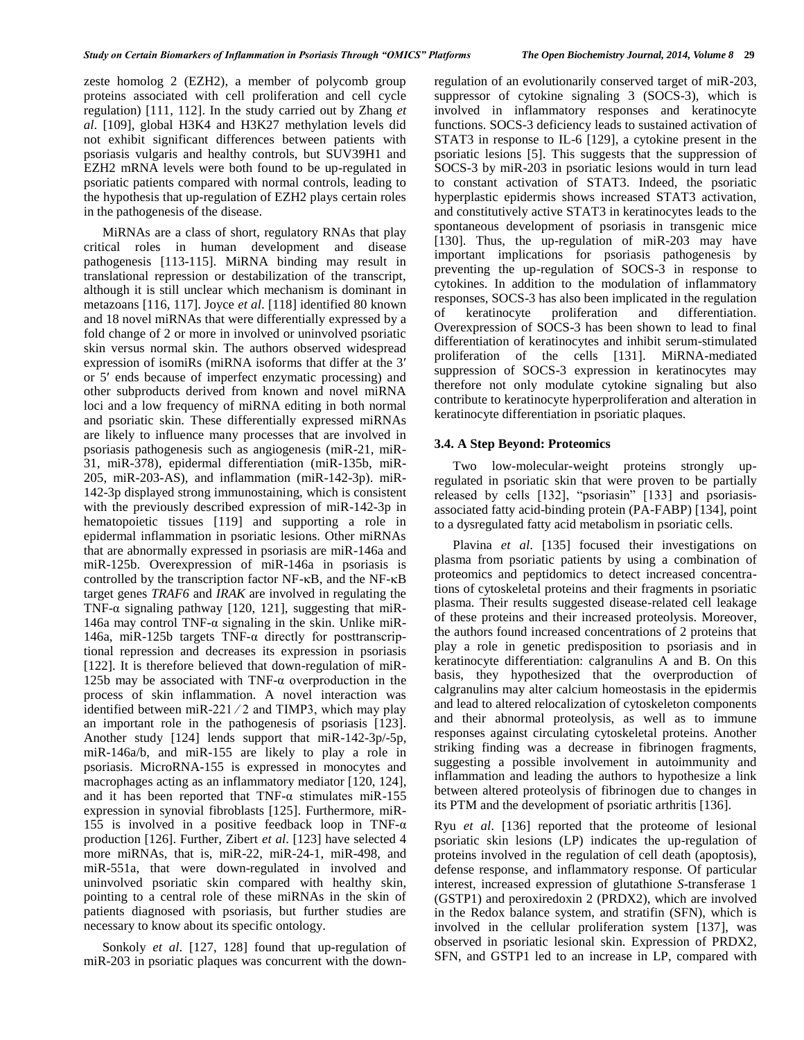zeste homolog 2 (EZH2), a member of polycomb group proteins associated with cell proliferation and cell cycle regulation) [111, 112]. In the study carried out by Zhang *et al*. [109], global H3K4 and H3K27 methylation levels did not exhibit significant differences between patients with psoriasis vulgaris and healthy controls, but SUV39H1 and EZH2 mRNA levels were both found to be up-regulated in psoriatic patients compared with normal controls, leading to the hypothesis that up-regulation of EZH2 plays certain roles in the pathogenesis of the disease.

MiRNAs are a class of short, regulatory RNAs that play critical roles in human development and disease pathogenesis [113-115]. MiRNA binding may result in translational repression or destabilization of the transcript, although it is still unclear which mechanism is dominant in metazoans [116, 117]. Joyce *et al*. [118] identified 80 known and 18 novel miRNAs that were differentially expressed by a fold change of 2 or more in involved or uninvolved psoriatic skin versus normal skin. The authors observed widespread expression of isomiRs (miRNA isoforms that differ at the 3′ or 5′ ends because of imperfect enzymatic processing) and other subproducts derived from known and novel miRNA loci and a low frequency of miRNA editing in both normal and psoriatic skin. These differentially expressed miRNAs are likely to influence many processes that are involved in psoriasis pathogenesis such as angiogenesis (miR-21, miR-31, miR-378), epidermal differentiation (miR-135b, miR-205, miR-203-AS), and inflammation (miR-142-3p). miR-142-3p displayed strong immunostaining, which is consistent with the previously described expression of miR-142-3p in hematopoietic tissues [119] and supporting a role in epidermal inflammation in psoriatic lesions. Other miRNAs that are abnormally expressed in psoriasis are miR-146a and miR-125b. Overexpression of miR-146a in psoriasis is controlled by the transcription factor NF-κB, and the NF-κB target genes *TRAF6* and *IRAK* are involved in regulating the TNF-α signaling pathway [120, 121], suggesting that miR-146a may control TNF-α signaling in the skin. Unlike miR-146a, miR-125b targets TNF-α directly for posttranscriptional repression and decreases its expression in psoriasis [122]. It is therefore believed that down-regulation of miR-125b may be associated with TNF-α overproduction in the process of skin inflammation. A novel interaction was identified between miR-221 ⁄ 2 and TIMP3, which may play an important role in the pathogenesis of psoriasis [123]. Another study [124] lends support that miR-142-3p/-5p, miR-146a/b, and miR-155 are likely to play a role in psoriasis. MicroRNA-155 is expressed in monocytes and macrophages acting as an inflammatory mediator [120, 124], and it has been reported that TNF-α stimulates miR-155 expression in synovial fibroblasts [125]. Furthermore, miR-155 is involved in a positive feedback loop in TNF-α production [126]. Further, Zibert *et al*. [123] have selected 4 more miRNAs, that is, miR-22, miR-24-1, miR-498, and miR-551a, that were down-regulated in involved and uninvolved psoriatic skin compared with healthy skin, pointing to a central role of these miRNAs in the skin of patients diagnosed with psoriasis, but further studies are necessary to know about its specific ontology.

Sonkoly *et al*. [127, 128] found that up-regulation of miR-203 in psoriatic plaques was concurrent with the down-regulation of an evolutionarily conserved target of miR-203, suppressor of cytokine signaling 3 (SOCS-3), which is involved in inflammatory responses and keratinocyte functions. SOCS-3 deficiency leads to sustained activation of STAT3 in response to IL-6 [129], a cytokine present in the psoriatic lesions [5]. This suggests that the suppression of SOCS-3 by miR-203 in psoriatic lesions would in turn lead to constant activation of STAT3. Indeed, the psoriatic hyperplastic epidermis shows increased STAT3 activation, and constitutively active STAT3 in keratinocytes leads to the spontaneous development of psoriasis in transgenic mice [130]. Thus, the up-regulation of miR-203 may have important implications for psoriasis pathogenesis by preventing the up-regulation of SOCS-3 in response to cytokines. In addition to the modulation of inflammatory responses, SOCS-3 has also been implicated in the regulation of keratinocyte proliferation and differentiation. Overexpression of SOCS-3 has been shown to lead to final differentiation of keratinocytes and inhibit serum-stimulated proliferation of the cells [131]. MiRNA-mediated suppression of SOCS-3 expression in keratinocytes may therefore not only modulate cytokine signaling but also contribute to keratinocyte hyperproliferation and alteration in keratinocyte differentiation in psoriatic plaques.

### 3.4. A Step Beyond: Proteomics

Two low-molecular-weight proteins strongly up-regulated in psoriatic skin that were proven to be partially released by cells [132], "psoriasin" [133] and psoriasis-associated fatty acid-binding protein (PA-FABP) [134], point to a dysregulated fatty acid metabolism in psoriatic cells.

Plavina *et al*. [135] focused their investigations on plasma from psoriatic patients by using a combination of proteomics and peptidomics to detect increased concentrations of cytoskeletal proteins and their fragments in psoriatic plasma. Their results suggested disease-related cell leakage of these proteins and their increased proteolysis. Moreover, the authors found increased concentrations of 2 proteins that play a role in genetic predisposition to psoriasis and in keratinocyte differentiation: calgranulins A and B. On this basis, they hypothesized that the overproduction of calgranulins may alter calcium homeostasis in the epidermis and lead to altered relocalization of cytoskeleton components and their abnormal proteolysis, as well as to immune responses against circulating cytoskeletal proteins. Another striking finding was a decrease in fibrinogen fragments, suggesting a possible involvement in autoimmunity and inflammation and leading the authors to hypothesize a link between altered proteolysis of fibrinogen due to changes in its PTM and the development of psoriatic arthritis [136].

Ryu *et al*. [136] reported that the proteome of lesional psoriatic skin lesions (LP) indicates the up-regulation of proteins involved in the regulation of cell death (apoptosis), defense response, and inflammatory response. Of particular interest, increased expression of glutathione *S*-transferase 1 (GSTP1) and peroxiredoxin 2 (PRDX2), which are involved in the Redox balance system, and stratifin (SFN), which is involved in the cellular proliferation system [137], was observed in psoriatic lesional skin. Expression of PRDX2, SFN, and GSTP1 led to an increase in LP, compared with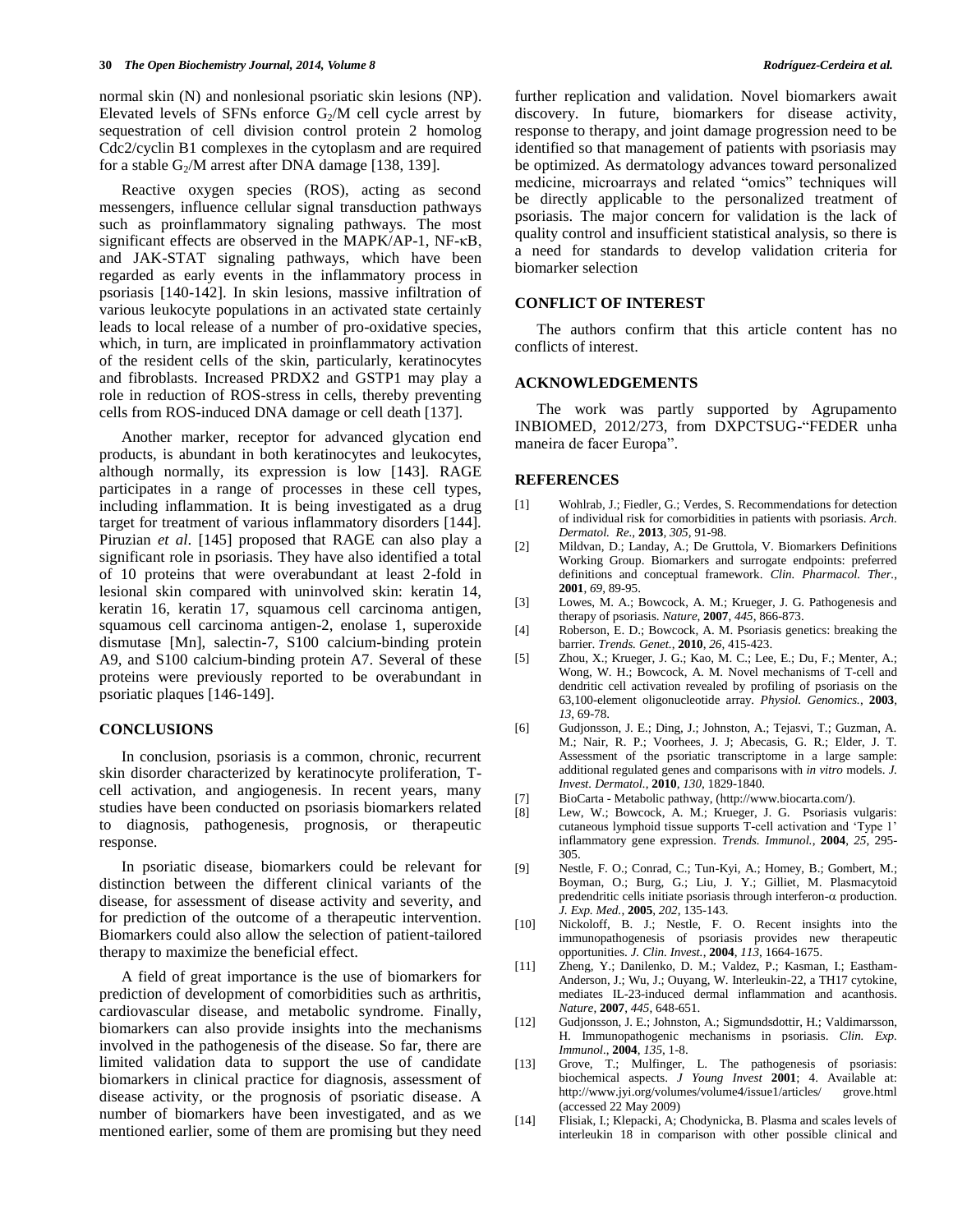normal skin (N) and nonlesional psoriatic skin lesions (NP). Elevated levels of SFNs enforce $G_2$/M cell cycle arrest by sequestration of cell division control protein 2 homolog Cdc2/cyclin B1 complexes in the cytoplasm and are required for a stable $G_2$/M arrest after DNA damage [138, 139].

Reactive oxygen species (ROS), acting as second messengers, influence cellular signal transduction pathways such as proinflammatory signaling pathways. The most significant effects are observed in the MAPK/AP-1, NF-κB, and JAK-STAT signaling pathways, which have been regarded as early events in the inflammatory process in psoriasis [140-142]. In skin lesions, massive infiltration of various leukocyte populations in an activated state certainly leads to local release of a number of pro-oxidative species, which, in turn, are implicated in proinflammatory activation of the resident cells of the skin, particularly, keratinocytes and fibroblasts. Increased PRDX2 and GSTP1 may play a role in reduction of ROS-stress in cells, thereby preventing cells from ROS-induced DNA damage or cell death [137].

Another marker, receptor for advanced glycation end products, is abundant in both keratinocytes and leukocytes, although normally, its expression is low [143]. RAGE participates in a range of processes in these cell types, including inflammation. It is being investigated as a drug target for treatment of various inflammatory disorders [144]. Piruzian *et al*. [145] proposed that RAGE can also play a significant role in psoriasis. They have also identified a total of 10 proteins that were overabundant at least 2-fold in lesional skin compared with uninvolved skin: keratin 14, keratin 16, keratin 17, squamous cell carcinoma antigen, squamous cell carcinoma antigen-2, enolase 1, superoxide dismutase [Mn], salectin-7, S100 calcium-binding protein A9, and S100 calcium-binding protein A7. Several of these proteins were previously reported to be overabundant in psoriatic plaques [146-149].

## CONCLUSIONS

In conclusion, psoriasis is a common, chronic, recurrent skin disorder characterized by keratinocyte proliferation, T-cell activation, and angiogenesis. In recent years, many studies have been conducted on psoriasis biomarkers related to diagnosis, pathogenesis, prognosis, or therapeutic response.

In psoriatic disease, biomarkers could be relevant for distinction between the different clinical variants of the disease, for assessment of disease activity and severity, and for prediction of the outcome of a therapeutic intervention. Biomarkers could also allow the selection of patient-tailored therapy to maximize the beneficial effect.

A field of great importance is the use of biomarkers for prediction of development of comorbidities such as arthritis, cardiovascular disease, and metabolic syndrome. Finally, biomarkers can also provide insights into the mechanisms involved in the pathogenesis of the disease. So far, there are limited validation data to support the use of candidate biomarkers in clinical practice for diagnosis, assessment of disease activity, or the prognosis of psoriatic disease. A number of biomarkers have been investigated, and as we mentioned earlier, some of them are promising but they need further replication and validation. Novel biomarkers await discovery. In future, biomarkers for disease activity, response to therapy, and joint damage progression need to be identified so that management of patients with psoriasis may be optimized. As dermatology advances toward personalized medicine, microarrays and related "omics" techniques will be directly applicable to the personalized treatment of psoriasis. The major concern for validation is the lack of quality control and insufficient statistical analysis, so there is a need for standards to develop validation criteria for biomarker selection

## CONFLICT OF INTEREST

The authors confirm that this article content has no conflicts of interest.

## ACKNOWLEDGEMENTS

The work was partly supported by Agrupamento INBIOMED, 2012/273, from DXPCTSUG-"FEDER unha maneira de facer Europa".

## REFERENCES

[1] Wohlrab, J.; Fiedler, G.; Verdes, S. Recommendations for detection of individual risk for comorbidities in patients with psoriasis. *Arch. Dermatol. Re.*, **2013**, *305*, 91-98.

[2] Mildvan, D.; Landay, A.; De Gruttola, V. Biomarkers Definitions Working Group. Biomarkers and surrogate endpoints: preferred definitions and conceptual framework. *Clin. Pharmacol. Ther.*, **2001**, *69*, 89-95.

[3] Lowes, M. A.; Bowcock, A. M.; Krueger, J. G. Pathogenesis and therapy of psoriasis. *Nature*, **2007**, *445*, 866-873.

[4] Roberson, E. D.; Bowcock, A. M. Psoriasis genetics: breaking the barrier. *Trends. Genet.*, **2010**, *26*, 415-423.

[5] Zhou, X.; Krueger, J. G.; Kao, M. C.; Lee, E.; Du, F.; Menter, A.; Wong, W. H.; Bowcock, A. M. Novel mechanisms of T-cell and dendritic cell activation revealed by profiling of psoriasis on the 63,100-element oligonucleotide array. *Physiol. Genomics.*, **2003**, *13*, 69-78.

[6] Gudjonsson, J. E.; Ding, J.; Johnston, A.; Tejasvi, T.; Guzman, A. M.; Nair, R. P.; Voorhees, J. J; Abecasis, G. R.; Elder, J. T. Assessment of the psoriatic transcriptome in a large sample: additional regulated genes and comparisons with *in vitro* models. *J. Invest. Dermatol.*, **2010**, *130*, 1829-1840.

[7] BioCarta - Metabolic pathway, (http://www.biocarta.com/).

[8] Lew, W.; Bowcock, A. M.; Krueger, J. G. Psoriasis vulgaris: cutaneous lymphoid tissue supports T-cell activation and 'Type 1' inflammatory gene expression. *Trends. Immunol.*, **2004**, *25*, 295-305.

[9] Nestle, F. O.; Conrad, C.; Tun-Kyi, A.; Homey, B.; Gombert, M.; Boyman, O.; Burg, G.; Liu, J. Y.; Gilliet, M. Plasmacytoid predendritic cells initiate psoriasis through interferon-α production. *J. Exp. Med.*, **2005**, *202*, 135-143.

[10] Nickoloff, B. J.; Nestle, F. O. Recent insights into the immunopathogenesis of psoriasis provides new therapeutic opportunities. *J. Clin. Invest.*, **2004**, *113*, 1664-1675.

[11] Zheng, Y.; Danilenko, D. M.; Valdez, P.; Kasman, I.; Eastham-Anderson, J.; Wu, J.; Ouyang, W. Interleukin-22, a TH17 cytokine, mediates IL-23-induced dermal inflammation and acanthosis. *Nature*, **2007**, *445*, 648-651.

[12] Gudjonsson, J. E.; Johnston, A.; Sigmundsdottir, H.; Valdimarsson, H. Immunopathogenic mechanisms in psoriasis. *Clin. Exp. Immunol.*, **2004**, *135*, 1-8.

[13] Grove, T.; Mulfinger, L. The pathogenesis of psoriasis: biochemical aspects. *J Young Invest* **2001**; 4. Available at: http://www.jyi.org/volumes/volume4/issue1/articles/ grove.html (accessed 22 May 2009)

[14] Flisiak, I.; Klepacki, A; Chodynicka, B. Plasma and scales levels of interleukin 18 in comparison with other possible clinical and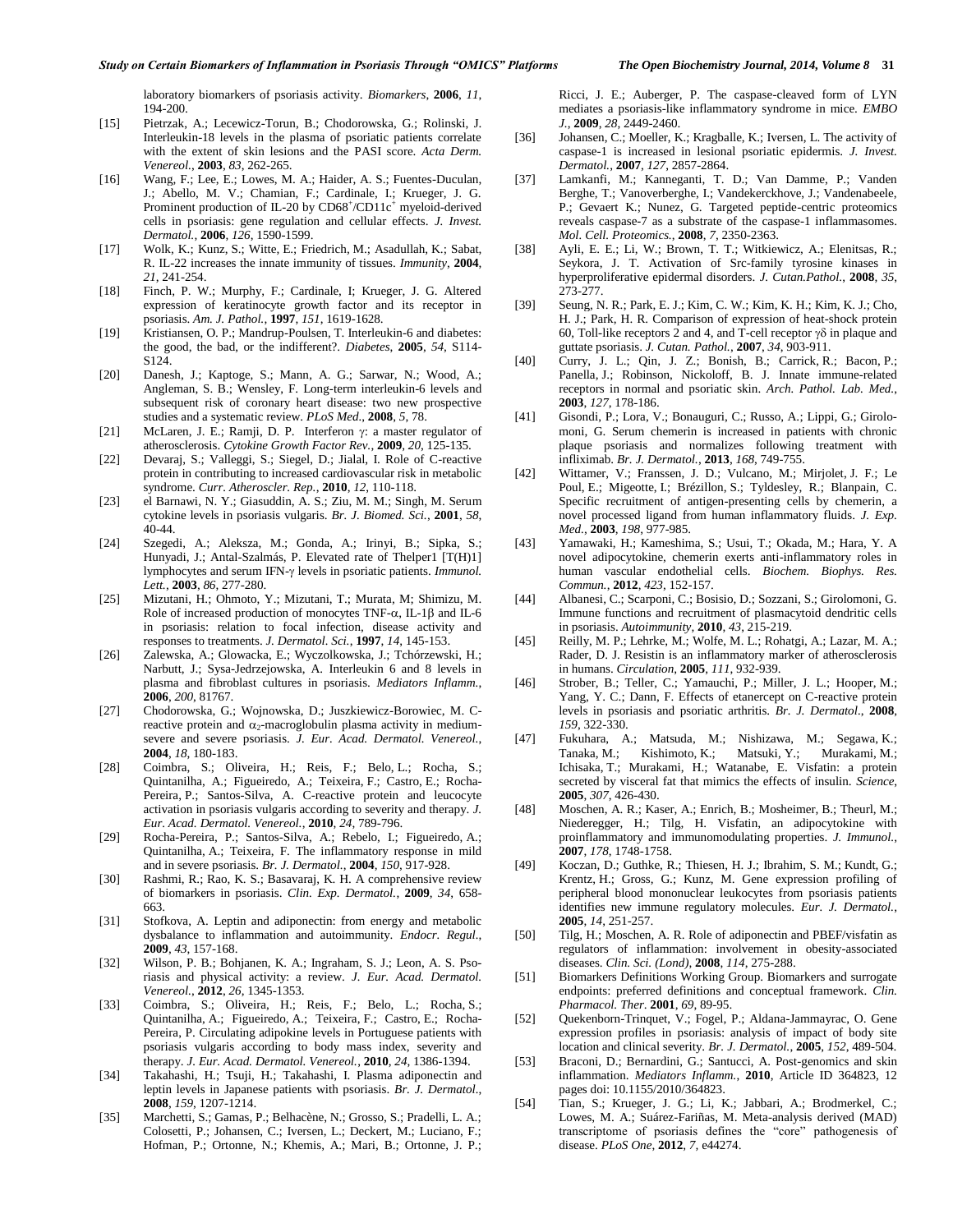laboratory biomarkers of psoriasis activity. *Biomarkers*, **2006**, *11*, 194-200.

[15] Pietrzak, A.; Lecewicz-Torun, B.; Chodorowska, G.; Rolinski, J. Interleukin-18 levels in the plasma of psoriatic patients correlate with the extent of skin lesions and the PASI score. *Acta Derm. Venereol.*, **2003**, *83*, 262-265.

[16] Wang, F.; Lee, E.; Lowes, M. A.; Haider, A. S.; Fuentes-Duculan, J.; Abello, M. V.; Chamian, F.; Cardinale, I.; Krueger, J. G. Prominent production of IL-20 by $CD68^+/CD11c^+$ myeloid-derived cells in psoriasis: gene regulation and cellular effects. *J. Invest. Dermatol.*, **2006**, *126*, 1590-1599.

[17] Wolk, K.; Kunz, S.; Witte, E.; Friedrich, M.; Asadullah, K.; Sabat, R. IL-22 increases the innate immunity of tissues. *Immunity*, **2004**, *21*, 241-254.

[18] Finch, P. W.; Murphy, F.; Cardinale, I; Krueger, J. G. Altered expression of keratinocyte growth factor and its receptor in psoriasis. *Am. J. Pathol.*, **1997**, *151*, 1619-1628.

[19] Kristiansen, O. P.; Mandrup-Poulsen, T. Interleukin-6 and diabetes: the good, the bad, or the indifferent?. *Diabetes*, **2005**, *54*, S114-S124.

[20] Danesh, J.; Kaptoge, S.; Mann, A. G.; Sarwar, N.; Wood, A.; Angleman, S. B.; Wensley, F. Long-term interleukin-6 levels and subsequent risk of coronary heart disease: two new prospective studies and a systematic review. *PLoS Med.*, **2008**, *5*, 78.

[21] McLaren, J. E.; Ramji, D. P. Interferon γ: a master regulator of atherosclerosis. *Cytokine Growth Factor Rev.*, **2009**, *20*, 125-135.

[22] Devaraj, S.; Valleggi, S.; Siegel, D.; Jialal, I. Role of C-reactive protein in contributing to increased cardiovascular risk in metabolic syndrome. *Curr. Atheroscler. Rep.*, **2010**, *12*, 110-118.

[23] el Barnawi, N. Y.; Giasuddin, A. S.; Ziu, M. M.; Singh, M. Serum cytokine levels in psoriasis vulgaris. *Br. J. Biomed. Sci.*, **2001**, *58*, 40-44.

[24] Szegedi, A.; Aleksza, M.; Gonda, A.; Irinyi, B.; Sipka, S.; Hunyadi, J.; Antal-Szalmás, P. Elevated rate of Thelper1 [T(H)1] lymphocytes and serum IFN-γ levels in psoriatic patients. *Immunol. Lett.*, **2003**, *86*, 277-280.

[25] Mizutani, H.; Ohmoto, Y.; Mizutani, T.; Murata, M; Shimizu, M. Role of increased production of monocytes TNF-α, IL-1β and IL-6 in psoriasis: relation to focal infection, disease activity and responses to treatments. *J. Dermatol. Sci.*, **1997**, *14*, 145-153.

[26] Zalewska, A.; Glowacka, E.; Wyczolkowska, J.; Tchórzewski, H.; Narbutt, J.; Sysa-Jedrzejowska, A. Interleukin 6 and 8 levels in plasma and fibroblast cultures in psoriasis. *Mediators Inflamm.*, **2006**, *200*, 81767.

[27] Chodorowska, G.; Wojnowska, D.; Juszkiewicz-Borowiec, M. C-reactive protein and $\alpha_2$-macroglobulin plasma activity in medium-severe and severe psoriasis. *J. Eur. Acad. Dermatol. Venereol.*, **2004**, *18*, 180-183.

[28] Coimbra, S.; Oliveira, H.; Reis, F.; Belo, L.; Rocha, S.; Quintanilha, A.; Figueiredo, A.; Teixeira, F.; Castro, E.; Rocha-Pereira, P.; Santos-Silva, A. C-reactive protein and leucocyte activation in psoriasis vulgaris according to severity and therapy. *J. Eur. Acad. Dermatol. Venereol.*, **2010**, *24*, 789-796.

[29] Rocha-Pereira, P.; Santos-Silva, A.; Rebelo, I.; Figueiredo, A.; Quintanilha, A.; Teixeira, F. The inflammatory response in mild and in severe psoriasis. *Br. J. Dermatol.*, **2004**, *150*, 917-928.

[30] Rashmi, R.; Rao, K. S.; Basavaraj, K. H. A comprehensive review of biomarkers in psoriasis. *Clin. Exp. Dermatol.*, **2009**, *34*, 658-663.

[31] Stofkova, A. Leptin and adiponectin: from energy and metabolic dysbalance to inflammation and autoimmunity. *Endocr. Regul.*, **2009**, *43*, 157-168.

[32] Wilson, P. B.; Bohjanen, K. A.; Ingraham, S. J.; Leon, A. S. Psoriasis and physical activity: a review. *J. Eur. Acad. Dermatol. Venereol.*, **2012**, *26*, 1345-1353.

[33] Coimbra, S.; Oliveira, H.; Reis, F.; Belo, L.; Rocha, S.; Quintanilha, A.; Figueiredo, A.; Teixeira, F.; Castro, E.; Rocha-Pereira, P. Circulating adipokine levels in Portuguese patients with psoriasis vulgaris according to body mass index, severity and therapy. *J. Eur. Acad. Dermatol. Venereol.*, **2010**, *24*, 1386-1394.

[34] Takahashi, H.; Tsuji, H.; Takahashi, I. Plasma adiponectin and leptin levels in Japanese patients with psoriasis. *Br. J. Dermatol.*, **2008**, *159*, 1207-1214.

[35] Marchetti, S.; Gamas, P.; Belhacène, N.; Grosso, S.; Pradelli, L. A.; Colosetti, P.; Johansen, C.; Iversen, L.; Deckert, M.; Luciano, F.; Hofman, P.; Ortonne, N.; Khemis, A.; Mari, B.; Ortonne, J. P.; Ricci, J. E.; Auberger, P. The caspase-cleaved form of LYN mediates a psoriasis-like inflammatory syndrome in mice. *EMBO J.*, **2009**, *28*, 2449-2460.

[36] Johansen, C.; Moeller, K.; Kragballe, K.; Iversen, L. The activity of caspase-1 is increased in lesional psoriatic epidermis. *J. Invest. Dermatol.*, **2007**, *127*, 2857-2864.

[37] Lamkanfi, M.; Kanneganti, T. D.; Van Damme, P.; Vanden Berghe, T.; Vanoverberghe, I.; Vandekerckhove, J.; Vandenabeele, P.; Gevaert K.; Nunez, G. Targeted peptide-centric proteomics reveals caspase-7 as a substrate of the caspase-1 inflammasomes. *Mol. Cell. Proteomics.*, **2008**, *7*, 2350-2363.

[38] Ayli, E. E.; Li, W.; Brown, T. T.; Witkiewicz, A.; Elenitsas, R.; Seykora, J. T. Activation of Src-family tyrosine kinases in hyperproliferative epidermal disorders. *J. Cutan.Pathol.*, **2008**, *35*, 273-277.

[39] Seung, N. R.; Park, E. J.; Kim, C. W.; Kim, K. H.; Kim, K. J.; Cho, H. J.; Park, H. R. Comparison of expression of heat-shock protein 60, Toll-like receptors 2 and 4, and T-cell receptor γδ in plaque and guttate psoriasis. *J. Cutan. Pathol.*, **2007**, *34*, 903-911.

[40] Curry, J. L.; Qin, J. Z.; Bonish, B.; Carrick, R.; Bacon, P.; Panella, J.; Robinson, Nickoloff, B. J. Innate immune-related receptors in normal and psoriatic skin. *Arch. Pathol. Lab. Med.*, **2003**, *127*, 178-186.

[41] Gisondi, P.; Lora, V.; Bonauguri, C.; Russo, A.; Lippi, G.; Girolomoni, G. Serum chemerin is increased in patients with chronic plaque psoriasis and normalizes following treatment with infliximab. *Br. J. Dermatol.*, **2013**, *168*, 749-755.

[42] Wittamer, V.; Franssen, J. D.; Vulcano, M.; Mirjolet, J. F.; Le Poul, E.; Migeotte, I.; Brézillon, S.; Tyldesley, R.; Blanpain, C. Specific recruitment of antigen-presenting cells by chemerin, a novel processed ligand from human inflammatory fluids. *J. Exp. Med.*, **2003**, *198*, 977-985.

[43] Yamawaki, H.; Kameshima, S.; Usui, T.; Okada, M.; Hara, Y. A novel adipocytokine, chemerin exerts anti-inflammatory roles in human vascular endothelial cells. *Biochem. Biophys. Res. Commun.*, **2012**, *423*, 152-157.

[44] Albanesi, C.; Scarponi, C.; Bosisio, D.; Sozzani, S.; Girolomoni, G. Immune functions and recruitment of plasmacytoid dendritic cells in psoriasis. *Autoimmunity*, **2010**, *43*, 215-219.

[45] Reilly, M. P.; Lehrke, M.; Wolfe, M. L.; Rohatgi, A.; Lazar, M. A.; Rader, D. J. Resistin is an inflammatory marker of atherosclerosis in humans. *Circulation*, **2005**, *111*, 932-939.

[46] Strober, B.; Teller, C.; Yamauchi, P.; Miller, J. L.; Hooper, M.; Yang, Y. C.; Dann, F. Effects of etanercept on C-reactive protein levels in psoriasis and psoriatic arthritis. *Br. J. Dermatol.*, **2008**, *159*, 322-330.

[47] Fukuhara, A.; Matsuda, M.; Nishizawa, M.; Segawa, K.; Tanaka, M.; Kishimoto, K.; Matsuki, Y.; Murakami, M.; Ichisaka, T.; Murakami, H.; Watanabe, E. Visfatin: a protein secreted by visceral fat that mimics the effects of insulin. *Science*, **2005**, *307*, 426-430.

[48] Moschen, A. R.; Kaser, A.; Enrich, B.; Mosheimer, B.; Theurl, M.; Niederegger, H.; Tilg, H. Visfatin, an adipocytokine with proinflammatory and immunomodulating properties. *J. Immunol.*, **2007**, *178*, 1748-1758.

[49] Koczan, D.; Guthke, R.; Thiesen, H. J.; Ibrahim, S. M.; Kundt, G.; Krentz, H.; Gross, G.; Kunz, M. Gene expression profiling of peripheral blood mononuclear leukocytes from psoriasis patients identifies new immune regulatory molecules. *Eur. J. Dermatol.*, **2005**, *14*, 251-257.

[50] Tilg, H.; Moschen, A. R. Role of adiponectin and PBEF/visfatin as regulators of inflammation: involvement in obesity-associated diseases. *Clin. Sci. (Lond)*, **2008**, *114*, 275-288.

[51] Biomarkers Definitions Working Group. Biomarkers and surrogate endpoints: preferred definitions and conceptual framework. *Clin. Pharmacol. Ther.* **2001**, *69*, 89-95.

[52] Quekenborn-Trinquet, V.; Fogel, P.; Aldana-Jammayrac, O. Gene expression profiles in psoriasis: analysis of impact of body site location and clinical severity. *Br. J. Dermatol.*, **2005**, *152*, 489-504.

[53] Braconi, D.; Bernardini, G.; Santucci, A. Post-genomics and skin inflammation. *Mediators Inflamm.*, **2010**, Article ID 364823, 12 pages doi: 10.1155/2010/364823.

[54] Tian, S.; Krueger, J. G.; Li, K.; Jabbari, A.; Brodmerkel, C.; Lowes, M. A.; Suárez-Fariñas, M. Meta-analysis derived (MAD) transcriptome of psoriasis defines the "core" pathogenesis of disease. *PLoS One*, **2012**, *7*, e44274.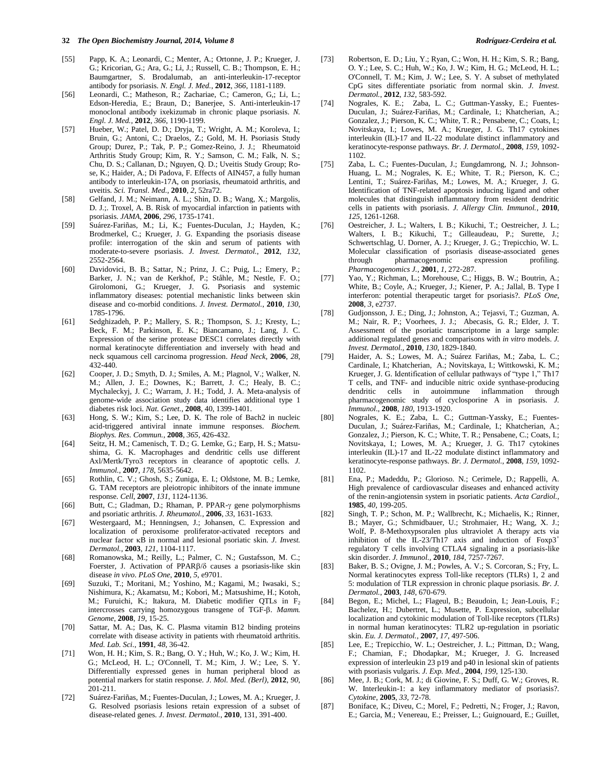[55] Papp, K. A.; Leonardi, C.; Menter, A.; Ortonne, J. P.; Krueger, J. G.; Kricorian, G.; Ara, G.; Li, J.; Russell, C. B.; Thompson, E. H.; Baumgartner, S. Brodalumab, an anti-interleukin-17-receptor antibody for psoriasis. *N. Engl. J. Med.*, **2012**, *366*, 1181-1189.

[56] Leonardi, C.; Matheson, R.; Zachariae, C.; Cameron, G,; Li, L.; Edson-Heredia, E.; Braun, D.; Banerjee, S. Anti-interleukin-17 monoclonal antibody ixekizumab in chronic plaque psoriasis. *N. Engl. J. Med.*, **2012**, *366*, 1190-1199.

[57] Hueber, W.; Patel, D. D.; Dryja, T.; Wright, A. M.; Koroleva, I.; Bruin, G.; Antoni, C.; Draelos, Z.; Gold, M. H. Psoriasis Study Group; Durez, P.; Tak, P. P.; Gomez-Reino, J. J.; Rheumatoid Arthritis Study Group; Kim, R. Y.; Samson, C. M.; Falk, N. S.; Chu, D. S.; Callanan, D.; Nguyen, Q. D.; Uveitis Study Group; Rose, K.; Haider, A.; Di Padova, F. Effects of AIN457, a fully human antibody to interleukin-17A, on psoriasis, rheumatoid arthritis, and uveitis. *Sci. Transl. Med.*, **2010**, *2*, 52ra72.

[58] Gelfand, J. M.; Neimann, A. L.; Shin, D. B.; Wang, X.; Margolis, D. J.;. Troxel, A. B. Risk of myocardial infarction in patients with psoriasis. *JAMA*, **2006**, *296*, 1735-1741.

[59] Suárez-Fariñas, M.; Li, K.; Fuentes-Duculan, J.; Hayden, K.; Brodmerkel, C.; Krueger, J. G. Expanding the psoriasis disease profile: interrogation of the skin and serum of patients with moderate-to-severe psoriasis. *J. Invest. Dermatol.*, **2012**, *132*, 2552-2564.

[60] Davidovici, B. B.; Sattar, N.; Prinz, J. C.; Puig, L.; Emery, P.; Barker, J. N.; van de Kerkhof, P.; Ståhle, M.; Nestle, F. O.; Girolomoni, G.; Krueger, J. G. Psoriasis and systemic inflammatory diseases: potential mechanistic links between skin disease and co-morbid conditions. *J. Invest. Dermatol.*, **2010**, *130*, 1785-1796.

[61] Sedghizadeh, P. P.; Mallery, S. R.; Thompson, S. J.; Kresty, L.; Beck, F. M.; Parkinson, E. K.; Biancamano, J.; Lang, J. C. Expression of the serine protease DESC1 correlates directly with normal keratinocyte differentiation and inversely with head and neck squamous cell carcinoma progression. *Head Neck*, **2006**, *28*, 432-440.

[62] Cooper, J. D.; Smyth, D. J.; Smiles, A. M.; Plagnol, V.; Walker, N. M.; Allen, J. E.; Downes, K.; Barrett, J. C.; Healy, B. C.; Mychaleckyj, J. C.; Warram, J. H.; Todd, J. A. Meta-analysis of genome-wide association study data identifies additional type 1 diabetes risk loci. *Nat. Genet.*, **2008**, 40, 1399-1401.

[63] Hong, S. W.; Kim, S.; Lee, D. K. The role of Bach2 in nucleic acid-triggered antiviral innate immune responses. *Biochem. Biophys. Res. Commun.*, **2008**, *365*, 426-432.

[64] Seitz, H. M.; Camenisch, T. D.; G. Lemke, G.; Earp, H. S.; Matsushima, G. K. Macrophages and dendritic cells use different Axl/Mertk/Tyro3 receptors in clearance of apoptotic cells. *J. Immunol.*, **2007**, *178*, 5635-5642.

[65] Rothlin, C. V.; Ghosh, S.; Zuniga, E. I.; Oldstone, M. B.; Lemke, G. TAM receptors are pleiotropic inhibitors of the innate immune response. *Cell*, **2007**, *131*, 1124-1136.

[66] Butt, C.; Gladman, D.; Rhaman, P. PPAR-$\gamma$ gene polymorphisms and psoriatic arthritis. *J. Rheumatol.*, **2006**, *33*, 1631-1633.

[67] Westergaard, M.; Henningsen, J.; Johansen, C. Expression and localization of peroxisome proliferator-activated receptors and nuclear factor κB in normal and lesional psoriatic skin. *J. Invest. Dermatol.*, **2003**, *121*, 1104-1117.

[68] Romanowska, M.; Reilly, L.; Palmer, C. N.; Gustafsson, M. C.; Foerster, J. Activation of PPARβ/δ causes a psoriasis-like skin disease *in vivo*. *PLoS One*, **2010**, *5*, e9701.

[69] Suzuki, T.; Moritani, M.; Yoshino, M.; Kagami, M.; Iwasaki, S.; Nishimura, K.; Akamatsu, M.; Kobori, M.; Matsushime, H.; Kotoh, M.; Furuichi, K.; Itakura, M. Diabetic modifier QTLs in $F_2$ intercrosses carrying homozygous transgene of TGF-β. *Mamm. Genome*, **2008**, *19*, 15-25.

[70] Sattar, M. A.; Das, K. C. Plasma vitamin B12 binding proteins correlate with disease activity in patients with rheumatoid arthritis. *Med. Lab. Sci.*, **1991**, *48*, 36-42.

[71] Won, H. H.; Kim, S. R.; Bang, O. Y.; Huh, W.; Ko, J. W.; Kim, H. G.; McLeod, H. L.; O'Connell, T. M.; Kim, J. W.; Lee, S. Y. Differentially expressed genes in human peripheral blood as potential markers for statin response. *J. Mol. Med. (Berl)*, **2012**, *90*, 201-211.

[72] Suárez-Fariñas, M.; Fuentes-Duculan, J.; Lowes, M. A.; Krueger, J. G. Resolved psoriasis lesions retain expression of a subset of disease-related genes. *J. Invest. Dermatol.*, **2010**, 131, 391-400.

[73] Robertson, E. D.; Liu, Y.; Ryan, C.; Won, H. H.; Kim, S. R.; Bang, O. Y.; Lee, S. C.; Huh, W.; Ko, J. W.; Kim, H. G.; McLeod, H. L.; O'Connell, T. M.; Kim, J. W.; Lee, S. Y. A subset of methylated CpG sites differentiate psoriatic from normal skin. *J. Invest. Dermatol.*, **2012**, *132*, 583-592.

[74] Nograles, K. E.; Zaba, L. C.; Guttman-Yassky, E.; Fuentes-Duculan, J.; Suárez-Fariñas, M.; Cardinale, I.; Khatcherian, A.; Gonzalez, J.; Pierson, K. C.; White, T. R.; Pensabene, C.; Coats, I.; Novitskaya, I.; Lowes, M. A.; Krueger, J. G. Th17 cytokines interleukin (IL)-17 and IL-22 modulate distinct inflammatory and keratinocyte-response pathways. *Br. J. Dermatol.*, **2008**, *159*, 1092-1102.

[75] Zaba, L. C.; Fuentes-Duculan, J.; Eungdamrong, N. J.; Johnson-Huang, L. M.; Nograles, K. E.; White, T. R.; Pierson, K. C.; Lentini, T.; Suárez-Fariñas, M.; Lowes, M. A.; Krueger, J. G. Identification of TNF-related apoptosis inducing ligand and other molecules that distinguish inflammatory from resident dendritic cells in patients with psoriasis. *J. Allergy Clin. Immunol.*, **2010**, *125*, 1261-1268.

[76] Oestreicher, J. L.; Walters, I. B.; Kikuchi, T.; Oestreicher, J. L.; Walters, I. B.; Kikuchi, T.; Gilleaudeau, P.; Surette, J.; Schwertschlag, U. Dorner, A. J.; Krueger, J. G.; Trepicchio, W. L. Molecular classification of psoriasis disease-associated genes through pharmacogenomic expression profiling. *Pharmacogenomics J.*, **2001**, *1*, 272-287.

[77] Yao, Y.; Richman, L.; Morehouse, C.; Higgs, B. W.; Boutrin, A.; White, B.; Coyle, A.; Krueger, J.; Kiener, P. A.; Jallal, B. Type I interferon: potential therapeutic target for psoriasis?. *PLoS One*, **2008**, *3*, e2737.

[78] Gudjonsson, J. E.; Ding, J.; Johnston, A.; Tejasvi, T.; Guzman, A. M.; Nair, R. P.; Voorhees, J. J.; Abecasis, G. R.; Elder, J. T. Assessment of the psoriatic transcriptome in a large sample: additional regulated genes and comparisons with *in vitro* models. *J. Invest. Dermatol.*, **2010**, *130*, 1829-1840.

[79] Haider, A. S.; Lowes, M. A.; Suárez Fariñas, M.; Zaba, L. C.; Cardinale, I.; Khatcherian, A.; Novitskaya, I.; Wittkowski, K. M.; Krueger, J. G. Identification of cellular pathways of "type 1," Th17 T cells, and TNF- and inducible nitric oxide synthase-producing dendritic cells in autoimmune inflammation through pharmacogenomic study of cyclosporine A in psoriasis. *J. Immunol.*, **2008**, *180*, 1913-1920.

[80] Nograles, K. E.; Zaba, L. C.; Guttman-Yassky, E.; Fuentes-Duculan, J.; Suárez-Fariñas, M.; Cardinale, I.; Khatcherian, A.; Gonzalez, J.; Pierson, K. C.; White, T. R.; Pensabene, C.; Coats, I.; Novitskaya, I.; Lowes, M. A.; Krueger, J. G. Th17 cytokines interleukin (IL)-17 and IL-22 modulate distinct inflammatory and keratinocyte-response pathways. *Br. J. Dermatol.*, **2008**, *159*, 1092-1102.

[81] Ena, P.; Madeddu, P.; Glorioso. N.; Cerimele, D.; Rappelli, A. High prevalence of cardiovascular diseases and enhanced activity of the renin-angiotensin system in psoriatic patients. *Acta Cardiol.*, **1985**, *40*, 199-205.

[82] Singh, T. P.; Schon, M. P.; Wallbrecht, K.; Michaelis, K.; Rinner, B.; Mayer, G.; Schmidbauer, U.; Strohmaier, H.; Wang, X. J.; Wolf, P. 8-Methoxypsoralen plus ultraviolet A therapy acts via inhibition of the IL-23/Th17 axis and induction of $Foxp3^+$ regulatory T cells involving CTLA4 signaling in a psoriasis-like skin disorder. *J. Immunol.*, **2010**, *184*, 7257-7267.

[83] Baker, B. S.; Ovigne, J. M.; Powles, A. V.; S. Corcoran, S.; Fry, L. Normal keratinocytes express Toll-like receptors (TLRs) 1, 2 and 5: modulation of TLR expression in chronic plaque psoriasis. *Br. J. Dermatol.*, **2003**, *148*, 670-679.

[84] Begon, E.; Michel, L.; Flageul, B.; Beaudoin, I.; Jean-Louis, F.; Bachelez, H.; Dubertret, L.; Musette, P. Expression, subcellular localization and cytokinic modulation of Toll-like receptors (TLRs) in normal human keratinocytes: TLR2 up-regulation in psoriatic skin. *Eu. J. Dermatol.*, **2007**, *17*, 497-506.

[85] Lee, E.; Trepicchio, W. L.; Oestreicher, J. L.; Pittman, D.; Wang, F.; Chamian, F.; Dhodapkar, M.; Krueger, J. G. Increased expression of interleukin 23 p19 and p40 in lesional skin of patients with psoriasis vulgaris. *J. Exp. Med.*, **2004**, *199*, 125-130.

[86] Mee, J. B.; Cork, M. J.; di Giovine, F. S.; Duff, G. W.; Groves, R. W. Interleukin-1: a key inflammatory mediator of psoriasis?. *Cytokine*, **2005**, *33*, 72-78.

[87] Boniface, K.; Diveu, C.; Morel, F.; Pedretti, N.; Froger, J.; Ravon, E.; Garcia, M.; Venereau, E.; Preisser, L.; Guignouard, E.; Guillet,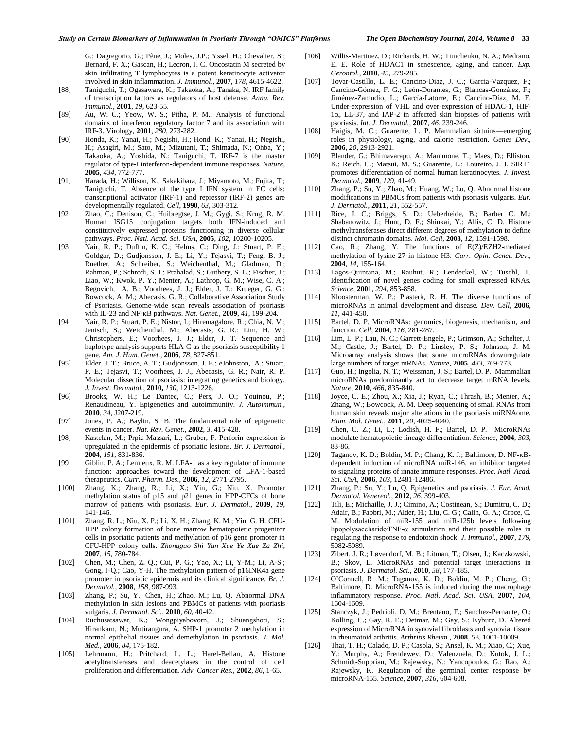G.; Dagregorio, G.; Pène, J.; Moles, J.P.; Yssel, H.; Chevalier, S.; Bernard, F. X.; Gascan, H.; Lecron, J. C. Oncostatin M secreted by skin infiltrating T lymphocytes is a potent keratinocyte activator involved in skin inflammation. *J. Immunol.*, **2007**, *178*, 4615-4622.

[88] Taniguchi, T.; Ogasawara, K.; Takaoka, A.; Tanaka, N. IRF family of transcription factors as regulators of host defense. *Annu. Rev. Immunol.*, **2001**, *19*, 623-55.

[89] Au, W. C.; Yeow, W. S.; Pitha, P. M.. Analysis of functional domains of interferon regulatory factor 7 and its association with IRF-3. Virology, **2001**, *280*, 273-282.

[90] Honda, K.; Yanai, H.; Negishi, H.; Hond, K.; Yanai, H.; Negishi, H.; Asagiri, M.; Sato, M.; Mizutani, T.; Shimada, N.; Ohba, Y.; Takaoka, A.; Yoshida, N.; Taniguchi, T. IRF-7 is the master regulator of type-I interferon-dependent immune responses. *Nature*, **2005**, *434*, 772-777.

[91] Harada, H.; Willison, K.; Sakakibara, J.; Miyamoto, M.; Fujita, T.; Taniguchi, T. Absence of the type I IFN system in EC cells: transcriptional activator (IRF-1) and repressor (IRF-2) genes are developmentally regulated. *Cell*, **1990**, *63*, 303-312.

[92] Zhao, C.; Denison, C.; Huibregtse, J. M.; Gygi, S.; Krug, R. M. Human ISG15 conjugation targets both IFN-induced and constitutively expressed proteins functioning in diverse cellular pathways. *Proc. Natl. Acad. Sci. USA*, **2005**, *102*, 10200-10205.

[93] Nair, R. P.; Duffin, K. C.; Helms, C.; Ding, J.; Stuart, P. E.; Goldgar, D.; Gudjonsson, J. E.; Li, Y.; Tejasvi, T.; Feng, B. J.; Ruether, A.; Schreiber, S.; Weichenthal, M.; Gladman, D.; Rahman, P.; Schrodi, S. J.; Prahalad, S.; Guthery, S. L.; Fischer, J.; Liao, W.; Kwok, P. Y.; Menter, A.; Lathrop, G. M.; Wise, C. A.; Begovich, A. B.; Voorhees, J. J.; Elder, J. T.; Krueger, G. G.; Bowcock, A. M.; Abecasis, G. R.; Collaborative Association Study of Psoriasis. Genome-wide scan reveals association of psoriasis with IL-23 and NF-κB pathways. *Nat. Genet.*, **2009**, *41*, 199-204.

[94] Nair, R. P.; Stuart, P. E.; Nistor, I.; Hiremagalore, R.; Chia, N. V.; Jenisch, S.; Weichenthal, M.; Abecasis, G. R.; Lim, H. W.; Christophers, E.; Voorhees, J. J.; Elder, J. T. Sequence and haplotype analysis supports HLA-C as the psoriasis susceptibility 1 gene. *Am. J. Hum. Genet.*, **2006**, *78*, 827-851.

[95] Elder, J. T.; Bruce, A. T.; Gudjonsson, J. E.; eJohnston, A.; Stuart, P. E.; Tejasvi, T.; Voorhees, J. J., Abecasis, G. R.; Nair, R. P. Molecular dissection of psoriasis: integrating genetics and biology. *J. Invest. Dermatol.*, **2010,** *130*, 1213-1226.

[96] Brooks, W. H.; Le Dantec, C.; Pers, J. O.; Youinou, P.; Renaudineau, Y. Epigenetics and autoimmunity. *J. Autoimmun.*, **2010**, *34*, J207-219.

[97] Jones, P. A.; Baylin, S. B. The fundamental role of epigenetic events in cancer. *Nat. Rev. Genet.*, **2002**, *3*, 415-428.

[98] Kastelan, M.; Prpic Massari, L.; Gruber, F. Perforin expression is upregulated in the epidermis of psoriatic lesions. *Br. J. Dermatol.*, **2004**, *151*, 831-836.

[99] Giblin, P. A.; Lemieux, R. M. LFA-1 as a key regulator of immune function: approaches toward the development of LFA-1-based therapeutics. *Curr. Pharm. Des.*, **2006**, *12*, 2771-2795.

[100] Zhang, K.; Zhang, R.; Li, X.; Yin, G.; Niu, X. Promoter methylation status of p15 and p21 genes in HPP-CFCs of bone marrow of patients with psoriasis. *Eur. J. Dermatol.*, **2009**, *19*, 141-146.

[101] Zhang, R. L.; Niu, X. P.; Li, X. H.; Zhang, K. M.; Yin, G. H. CFU-HPP colony formation of bone marrow hematopoietic progenitor cells in psoriatic patients and methylation of p16 gene promoter in CFU-HPP colony cells. *Zhongguo Shi Yan Xue Ye Xue Za Zhi*, **2007**, *15*, 780-784.

[102] Chen, M.; Chen, Z. Q.; Cui, P. G.; Yao, X.; Li, Y-M.; Li, A-S.; Gong, J-Q.; Cao, Y-H. The methylation pattern of p16INK4a gene promoter in psoriatic epidermis and its clinical significance. *Br. J. Dermatol.*, **2008**, *158*, 987-993.

[103] Zhang, P.; Su, Y.; Chen, H.; Zhao, M.; Lu, Q. Abnormal DNA methylation in skin lesions and PBMCs of patients with psoriasis vulgaris. *J. Dermatol. Sci.*, **2010**, *60*, 40-42.

[104] Ruchusatsawat, K.; Wongpiyabovorn, J.; Shuangshoti, S.; Hirankarn, N.; Mutirangura, A. SHP-1 promoter 2 methylation in normal epithelial tissues and demethylation in psoriasis. *J. Mol. Med.*, **2006**, *84*, 175-182.

[105] Lehrmann, H.; Pritchard, L. L.; Harel-Bellan, A. Histone acetyltransferases and deacetylases in the control of cell proliferation and differentiation. *Adv. Cancer Res.*, **2002**, *86*, 1-65.

[106] Willis-Martinez, D.; Richards, H. W.; Timchenko, N. A.; Medrano, E. E. Role of HDAC1 in senescence, aging, and cancer. *Exp. Gerontol.*, **2010**, *45*, 279-285.

[107] Tovar-Castillo, L. E.; Cancino-Diaz, J. C.; Garcia-Vazquez, F.; Cancino-Gómez, F. G.; León-Dorantes, G.; Blancas-González, F.; Jiménez-Zamudio, L.; García-Latorre, E.; Cancino-Díaz, M. E. Under-expression of VHL and over-expression of HDAC-1, HIF-1α, LL-37, and IAP-2 in affected skin biopsies of patients with psoriasis. *Int. J. Dermatol.*, **2007**, *46*, 239-246.

[108] Haigis, M. C.; Guarente, L. P. Mammalian sirtuins—emerging roles in physiology, aging, and calorie restriction. *Genes Dev.*, **2006**, *20*, 2913-2921.

[109] Blander, G.; Bhimavarapu, A.; Mammone, T.; Maes, D.; Elliston, K.; Reich, C.; Matsui, M. S.; Guarente, L.; Loureiro, J. J. SIRT1 promotes differentiation of normal human keratinocytes. *J. Invest. Dermatol.*, **2009**, *129*, 41-49.

[110] Zhang, P.; Su, Y.; Zhao, M.; Huang, W.; Lu, Q. Abnormal histone modifications in PBMCs from patients with psoriasis vulgaris. *Eur. J. Dermatol.*, **2011**, *21*, 552-557.

[111] Rice, J. C.; Briggs, S. D.; Ueberheide, B.; Barber C. M.; Shabanowitz, J.; Hunt, D. F.; Shinkai, Y.; Allis, C. D. Histone methyltransferases direct different degrees of methylation to define distinct chromatin domains. *Mol. Cell*, **2003**, *12*, 1591-1598.

[112] Cao, R.; Zhang, Y. The functions of E(Z)/EZH2-mediated methylation of lysine 27 in histone H3. *Curr. Opin. Genet. Dev.*, **2004**, *14*, 155-164.

[113] Lagos-Quintana, M.; Rauhut, R.; Lendeckel, W.; Tuschl, T. Identification of novel genes coding for small expressed RNAs. *Science*, **2001**, *294*, 853-858.

[114] Kloosterman, W. P.; Plasterk, R. H. The diverse functions of microRNAs in animal development and disease. *Dev. Cell*, **2006**, *11*, 441-450.

[115] Bartel, D. P. MicroRNAs: genomics, biogenesis, mechanism, and function. *Cell*, **2004**, *116*, 281-287.

[116] Lim, L. P.; Lau, N. C.; Garrett-Engele, P.; Grimson, A.; Schelter, J. M.; Castle, J.; Bartel, D. P.; Linsley, P. S.; Johnson, J. M. Microarray analysis shows that some microRNAs downregulate large numbers of target mRNAs. *Nature*, **2005**, *433*, 769-773.

[117] Guo, H.; Ingolia, N. T.; Weissman, J. S.; Bartel, D. P. Mammalian microRNAs predominantly act to decrease target mRNA levels. *Nature*, **2010**, *466*, 835-840.

[118] Joyce, C. E.; Zhou, X.; Xia, J.; Ryan, C.; Thrash, B.; Menter, A.; Zhang, W.; Bowcock, A. M. Deep sequencing of small RNAs from human skin reveals major alterations in the psoriasis miRNAome. *Hum. Mol. Genet.*, **2011**, *20*, 4025-4040.

[119] Chen, C. Z.; Li, L.; Lodish, H. F.; Bartel, D. P. MicroRNAs modulate hematopoietic lineage differentiation. *Science*, **2004**, *303*, 83-86.

[120] Taganov, K. D.; Boldin, M. P.; Chang, K. J.; Baltimore, D. NF-κB-dependent induction of microRNA miR-146, an inhibitor targeted to signaling proteins of innate immune responses. *Proc. Natl. Acad. Sci. USA*, **2006**, *103*, 12481-12486.

[121] Zhang, P.; Su, Y.; Lu, Q. Epigenetics and psoriasis. *J. Eur. Acad. Dermatol. Venereol.*, **2012**, *26*, 399-403.

[122] Tili, E.; Michaille, J. J.; Cimino, A.; Costinean, S.; Dumitru, C. D.; Adair, B.; Fabbri, M.; Alder, H.; Liu, C. G.; Calin, G. A.; Croce, C. M. Modulation of miR-155 and miR-125b levels following lipopolysaccharide/TNF-α stimulation and their possible roles in regulating the response to endotoxin shock. *J. Immunol.*, **2007**, *179*, 5082-5089.

[123] Zibert, J. R.; Løvendorf, M. B.; Litman, T.; Olsen, J.; Kaczkowski, B.; Skov, L. MicroRNAs and potential target interactions in psoriasis. *J. Dermatol. Sci.*, **2010**, *58*, 177-185.

[124] O'Connell, R. M.; Taganov, K. D.; Boldin, M. P.; Cheng, G.; Baltimore, D. MicroRNA-155 is induced during the macrophage inflammatory response. *Proc. Natl. Acad. Sci. USA*, **2007**, *104*, 1604-1609.

[125] Stanczyk, J.; Pedrioli, D. M.; Brentano, F.; Sanchez-Pernaute, O.; Kolling, C.; Gay, R. E.; Detmar, M.; Gay, S.; Kyburz, D. Altered expression of MicroRNA in synovial fibroblasts and synovial tissue in rheumatoid arthritis. *Arthritis Rheum.*, **2008**, 58, 1001-10009.

[126] Thai, T. H.; Calado, D. P.; Casola, S.; Ansel, K. M.; Xiao, C.; Xue, Y.; Murphy, A.; Frendewey, D.; Valenzuela, D.; Kutok, J. L.; Schmidt-Supprian, M.; Rajewsky, N.; Yancopoulos, G.; Rao, A.; Rajewsky, K. Regulation of the germinal center response by microRNA-155. *Science*, **2007**, *316*, 604-608.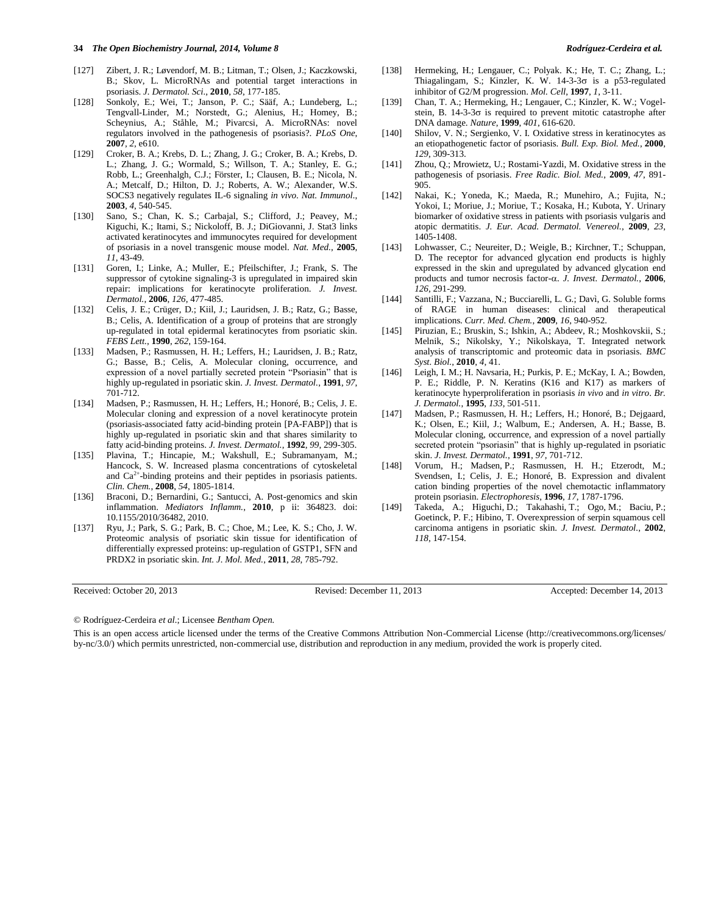[127] Zibert, J. R.; Løvendorf, M. B.; Litman, T.; Olsen, J.; Kaczkowski, B.; Skov, L. MicroRNAs and potential target interactions in psoriasis. *J. Dermatol. Sci.*, **2010**, *58*, 177-185.

[128] Sonkoly, E.; Wei, T.; Janson, P. C.; Sääf, A.; Lundeberg, L.; Tengvall-Linder, M.; Norstedt, G.; Alenius, H.; Homey, B.; Scheynius, A.; Ståhle, M.; Pivarcsi, A. MicroRNAs: novel regulators involved in the pathogenesis of psoriasis?. *PLoS One*, **2007**, *2*, e610.

[129] Croker, B. A.; Krebs, D. L.; Zhang, J. G.; Croker, B. A.; Krebs, D. L.; Zhang, J. G.; Wormald, S.; Willson, T. A.; Stanley, E. G.; Robb, L.; Greenhalgh, C.J.; Förster, I.; Clausen, B. E.; Nicola, N. A.; Metcalf, D.; Hilton, D. J.; Roberts, A. W.; Alexander, W.S. SOCS3 negatively regulates IL-6 signaling *in vivo*. *Nat. Immunol.*, **2003**, *4*, 540-545.

[130] Sano, S.; Chan, K. S.; Carbajal, S.; Clifford, J.; Peavey, M.; Kiguchi, K.; Itami, S.; Nickoloff, B. J.; DiGiovanni, J. Stat3 links activated keratinocytes and immunocytes required for development of psoriasis in a novel transgenic mouse model. *Nat. Med.*, **2005**, *11*, 43-49.

[131] Goren, I.; Linke, A.; Muller, E.; Pfeilschifter, J.; Frank, S. The suppressor of cytokine signaling-3 is upregulated in impaired skin repair: implications for keratinocyte proliferation. *J. Invest. Dermatol.*, **2006**, *126*, 477-485.

[132] Celis, J. E.; Crüger, D.; Kiil, J.; Lauridsen, J. B.; Ratz, G.; Basse, B.; Celis, A. Identification of a group of proteins that are strongly up-regulated in total epidermal keratinocytes from psoriatic skin. *FEBS Lett.*, **1990**, *262*, 159-164.

[133] Madsen, P.; Rasmussen, H. H.; Leffers, H.; Lauridsen, J. B.; Ratz, G.; Basse, B.; Celis, A. Molecular cloning, occurrence, and expression of a novel partially secreted protein "Psoriasin" that is highly up-regulated in psoriatic skin. *J. Invest. Dermatol.*, **1991**, *97*, 701-712.

[134] Madsen, P.; Rasmussen, H. H.; Leffers, H.; Honoré, B.; Celis, J. E. Molecular cloning and expression of a novel keratinocyte protein (psoriasis-associated fatty acid-binding protein [PA-FABP]) that is highly up-regulated in psoriatic skin and that shares similarity to fatty acid-binding proteins. *J. Invest. Dermatol.*, **1992**, *99*, 299-305.

[135] Plavina, T.; Hincapie, M.; Wakshull, E.; Subramanyam, M.; Hancock, S. W. Increased plasma concentrations of cytoskeletal and $Ca^{2+}$-binding proteins and their peptides in psoriasis patients. *Clin. Chem.*, **2008**, *54*, 1805-1814.

[136] Braconi, D.; Bernardini, G.; Santucci, A. Post-genomics and skin inflammation. *Mediators Inflamm.*, **2010**, p ii: 364823. doi: 10.1155/2010/36482, 2010.

[137] Ryu, J.; Park, S. G.; Park, B. C.; Choe, M.; Lee, K. S.; Cho, J. W. Proteomic analysis of psoriatic skin tissue for identification of differentially expressed proteins: up-regulation of GSTP1, SFN and PRDX2 in psoriatic skin. *Int. J. Mol. Med.*, **2011**, *28*, 785-792.

[138] Hermeking, H.; Lengauer, C.; Polyak. K.; He, T. C.; Zhang, L.; Thiagalingam, S.; Kinzler, K. W. 14-3-3σ is a p53-regulated inhibitor of G2/M progression. *Mol. Cell*, **1997**, *1*, 3-11.

[139] Chan, T. A.; Hermeking, H.; Lengauer, C.; Kinzler, K. W.; Vogelstein, B. 14-3-3σ is required to prevent mitotic catastrophe after DNA damage. *Nature*, **1999**, *401*, 616-620.

[140] Shilov, V. N.; Sergienko, V. I. Oxidative stress in keratinocytes as an etiopathogenetic factor of psoriasis. *Bull. Exp. Biol. Med.*, **2000**, *129*, 309-313.

[141] Zhou, Q.; Mrowietz, U.; Rostami-Yazdi, M. Oxidative stress in the pathogenesis of psoriasis. *Free Radic. Biol. Med.*, **2009**, *47*, 891-905.

[142] Nakai, K.; Yoneda, K.; Maeda, R.; Munehiro, A.; Fujita, N.; Yokoi, I.; Moriue, J.; Moriue, T.; Kosaka, H.; Kubota, Y. Urinary biomarker of oxidative stress in patients with psoriasis vulgaris and atopic dermatitis. *J. Eur. Acad. Dermatol. Venereol.*, **2009**, *23*, 1405-1408.

[143] Lohwasser, C.; Neureiter, D.; Weigle, B.; Kirchner, T.; Schuppan, D. The receptor for advanced glycation end products is highly expressed in the skin and upregulated by advanced glycation end products and tumor necrosis factor-α. *J. Invest. Dermatol.*, **2006**, *126*, 291-299.

[144] Santilli, F.; Vazzana, N.; Bucciarelli, L. G.; Davì, G. Soluble forms of RAGE in human diseases: clinical and therapeutical implications. *Curr. Med. Chem.*, **2009**, *16*, 940-952.

[145] Piruzian, E.; Bruskin, S.; Ishkin, A.; Abdeev, R.; Moshkovskii, S.; Melnik, S.; Nikolsky, Y.; Nikolskaya, T. Integrated network analysis of transcriptomic and proteomic data in psoriasis. *BMC Syst. Biol.*, **2010**, *4*, 41.

[146] Leigh, I. M.; H. Navsaria, H.; Purkis, P. E.; McKay, I. A.; Bowden, P. E.; Riddle, P. N. Keratins (K16 and K17) as markers of keratinocyte hyperproliferation in psoriasis *in vivo* and *in vitro*. *Br. J. Dermatol.*, **1995**, *133*, 501-511.

[147] Madsen, P.; Rasmussen, H. H.; Leffers, H.; Honoré, B.; Dejgaard, K.; Olsen, E.; Kiil, J.; Walbum, E.; Andersen, A. H.; Basse, B. Molecular cloning, occurrence, and expression of a novel partially secreted protein "psoriasin" that is highly up-regulated in psoriatic skin. *J. Invest. Dermatol.*, **1991**, *97*, 701-712.

[148] Vorum, H.; Madsen, P.; Rasmussen, H. H.; Etzerodt, M.; Svendsen, I.; Celis, J. E.; Honoré, B. Expression and divalent cation binding properties of the novel chemotactic inflammatory protein psoriasin. *Electrophoresis*, **1996**, *17*, 1787-1796.

[149] Takeda, A.; Higuchi, D.; Takahashi, T.; Ogo, M.; Baciu, P.; Goetinck, P. F.; Hibino, T. Overexpression of serpin squamous cell carcinoma antigens in psoriatic skin. *J. Invest. Dermatol.*, **2002**, *118*, 147-154.

Received: October 20, 2013 Revised: December 11, 2013 Accepted: December 14, 2013

© Rodríguez-Cerdeira *et al*.; Licensee *Bentham Open*.

This is an open access article licensed under the terms of the Creative Commons Attribution Non-Commercial License (http://creativecommons.org/licenses/by-nc/3.0/) which permits unrestricted, non-commercial use, distribution and reproduction in any medium, provided the work is properly cited.